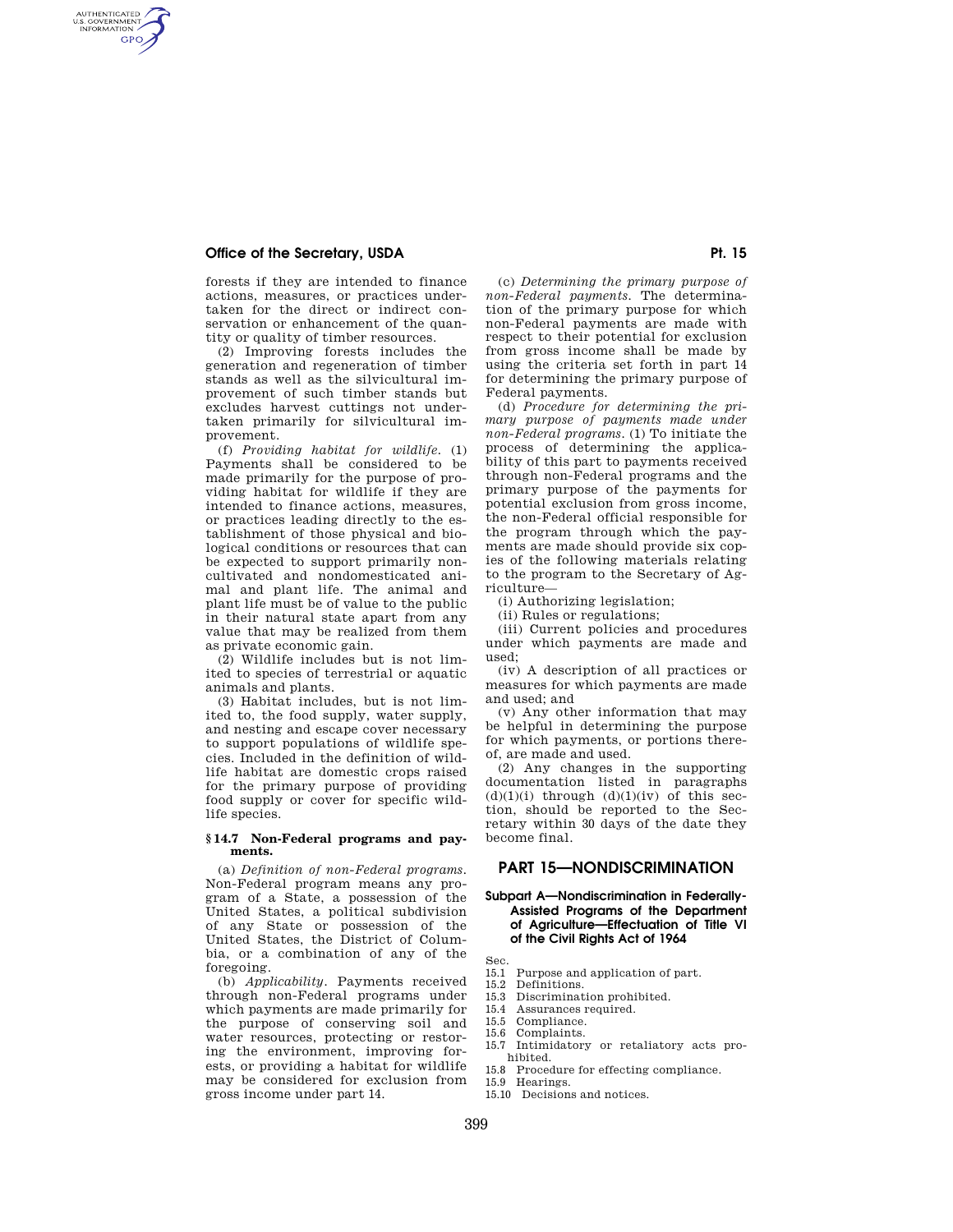forests if they are intended to finance actions, measures, or practices undertaken for the direct or indirect conservation or enhancement of the quantity or quality of timber resources.

(2) Improving forests includes the generation and regeneration of timber stands as well as the silvicultural improvement of such timber stands but excludes harvest cuttings not undertaken primarily for silvicultural improvement.

(f) *Providing habitat for wildlife.* (1) Payments shall be considered to be made primarily for the purpose of providing habitat for wildlife if they are intended to finance actions, measures, or practices leading directly to the establishment of those physical and biological conditions or resources that can be expected to support primarily noncultivated and nondomesticated animal and plant life. The animal and plant life must be of value to the public in their natural state apart from any value that may be realized from them as private economic gain.

(2) Wildlife includes but is not limited to species of terrestrial or aquatic animals and plants.

(3) Habitat includes, but is not limited to, the food supply, water supply, and nesting and escape cover necessary to support populations of wildlife species. Included in the definition of wildlife habitat are domestic crops raised for the primary purpose of providing food supply or cover for specific wildlife species.

### § 14.7 Non-Federal programs and payments.

(a) *Definition of non-Federal programs.* Non-Federal program means any program of a State, a possession of the United States, a political subdivision of any State or possession of the United States, the District of Columbia, or a combination of any of the foregoing.

(b) *Applicability.* Payments received through non-Federal programs under which payments are made primarily for the purpose of conserving soil and water resources, protecting or restoring the environment, improving forests, or providing a habitat for wildlife may be considered for exclusion from gross income under part 14.

(c) *Determining the primary purpose of non-Federal payments.* The determination of the primary purpose for which non-Federal payments are made with respect to their potential for exclusion from gross income shall be made by using the criteria set forth in part 14 for determining the primary purpose of Federal payments.

(d) *Procedure for determining the primary purpose of payments made under non-Federal programs.* (1) To initiate the process of determining the applicability of this part to payments received through non-Federal programs and the primary purpose of the payments for potential exclusion from gross income, the non-Federal official responsible for the program through which the payments are made should provide six copies of the following materials relating to the program to the Secretary of Agriculture—

(i) Authorizing legislation;

(ii) Rules or regulations;

(iii) Current policies and procedures under which payments are made and used;

(iv) A description of all practices or measures for which payments are made and used; and

(v) Any other information that may be helpful in determining the purpose for which payments, or portions thereof, are made and used.

(2) Any changes in the supporting documentation listed in paragraphs (d)(1)(i) through (d)(1)(iv) of this section, should be reported to the Secretary within 30 days of the date they become final.

## PART 15—NONDISCRIMINATION

### Subpart A—Nondiscrimination in Federally-Assisted Programs of the Department of Agriculture—Effectuation of Title VI of the Civil Rights Act of 1964

Sec.
15.1 Purpose and application of part.
15.2 Definitions.
15.3 Discrimination prohibited.
15.4 Assurances required.
15.5 Compliance.
15.6 Complaints.
15.7 Intimidatory or retaliatory acts prohibited.
15.8 Procedure for effecting compliance.
15.9 Hearings.
15.10 Decisions and notices.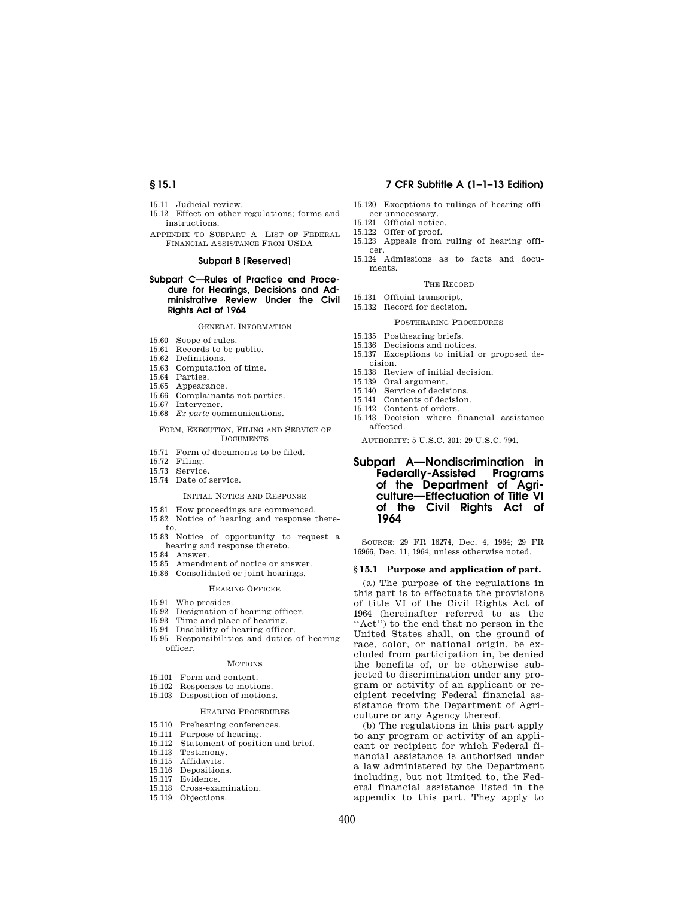15.11 Judicial review.
15.12 Effect on other regulations; forms and instructions.

APPENDIX TO SUBPART A—LIST OF FEDERAL FINANCIAL ASSISTANCE FROM USDA

### Subpart B [Reserved]

### Subpart C—Rules of Practice and Procedure for Hearings, Decisions and Administrative Review Under the Civil Rights Act of 1964

GENERAL INFORMATION

15.60 Scope of rules.
15.61 Records to be public.
15.62 Definitions.
15.63 Computation of time.
15.64 Parties.
15.65 Appearance.
15.66 Complainants not parties.
15.67 Intervener.
15.68 *Ex parte* communications.

FORM, EXECUTION, FILING AND SERVICE OF DOCUMENTS

15.71 Form of documents to be filed.
15.72 Filing.
15.73 Service.
15.74 Date of service.

INITIAL NOTICE AND RESPONSE

15.81 How proceedings are commenced.
15.82 Notice of hearing and response thereto.
15.83 Notice of opportunity to request a hearing and response thereto.
15.84 Answer.
15.85 Amendment of notice or answer.
15.86 Consolidated or joint hearings.

HEARING OFFICER

15.91 Who presides.
15.92 Designation of hearing officer.
15.93 Time and place of hearing.
15.94 Disability of hearing officer.
15.95 Responsibilities and duties of hearing officer.

MOTIONS

15.101 Form and content.
15.102 Responses to motions.
15.103 Disposition of motions.

HEARING PROCEDURES

15.110 Prehearing conferences.
15.111 Purpose of hearing.
15.112 Statement of position and brief.
15.113 Testimony.
15.115 Affidavits.
15.116 Depositions.
15.117 Evidence.
15.118 Cross-examination.
15.119 Objections.
15.120 Exceptions to rulings of hearing officer unnecessary.
15.121 Official notice.
15.122 Offer of proof.
15.123 Appeals from ruling of hearing officer.
15.124 Admissions as to facts and documents.

THE RECORD

15.131 Official transcript.
15.132 Record for decision.

POSTHEARING PROCEDURES

15.135 Posthearing briefs.
15.136 Decisions and notices.
15.137 Exceptions to initial or proposed decision.
15.138 Review of initial decision.
15.139 Oral argument.
15.140 Service of decisions.
15.141 Contents of decision.
15.142 Content of orders.
15.143 Decision where financial assistance affected.

AUTHORITY: 5 U.S.C. 301; 29 U.S.C. 794.

## Subpart A—Nondiscrimination in Federally-Assisted Programs of the Department of Agriculture—Effectuation of Title VI of the Civil Rights Act of 1964

SOURCE: 29 FR 16274, Dec. 4, 1964; 29 FR 16966, Dec. 11, 1964, unless otherwise noted.

### § 15.1 Purpose and application of part.

(a) The purpose of the regulations in this part is to effectuate the provisions of title VI of the Civil Rights Act of 1964 (hereinafter referred to as the ''Act'') to the end that no person in the United States shall, on the ground of race, color, or national origin, be excluded from participation in, be denied the benefits of, or be otherwise subjected to discrimination under any program or activity of an applicant or recipient receiving Federal financial assistance from the Department of Agriculture or any Agency thereof.

(b) The regulations in this part apply to any program or activity of an applicant or recipient for which Federal financial assistance is authorized under a law administered by the Department including, but not limited to, the Federal financial assistance listed in the appendix to this part. They apply to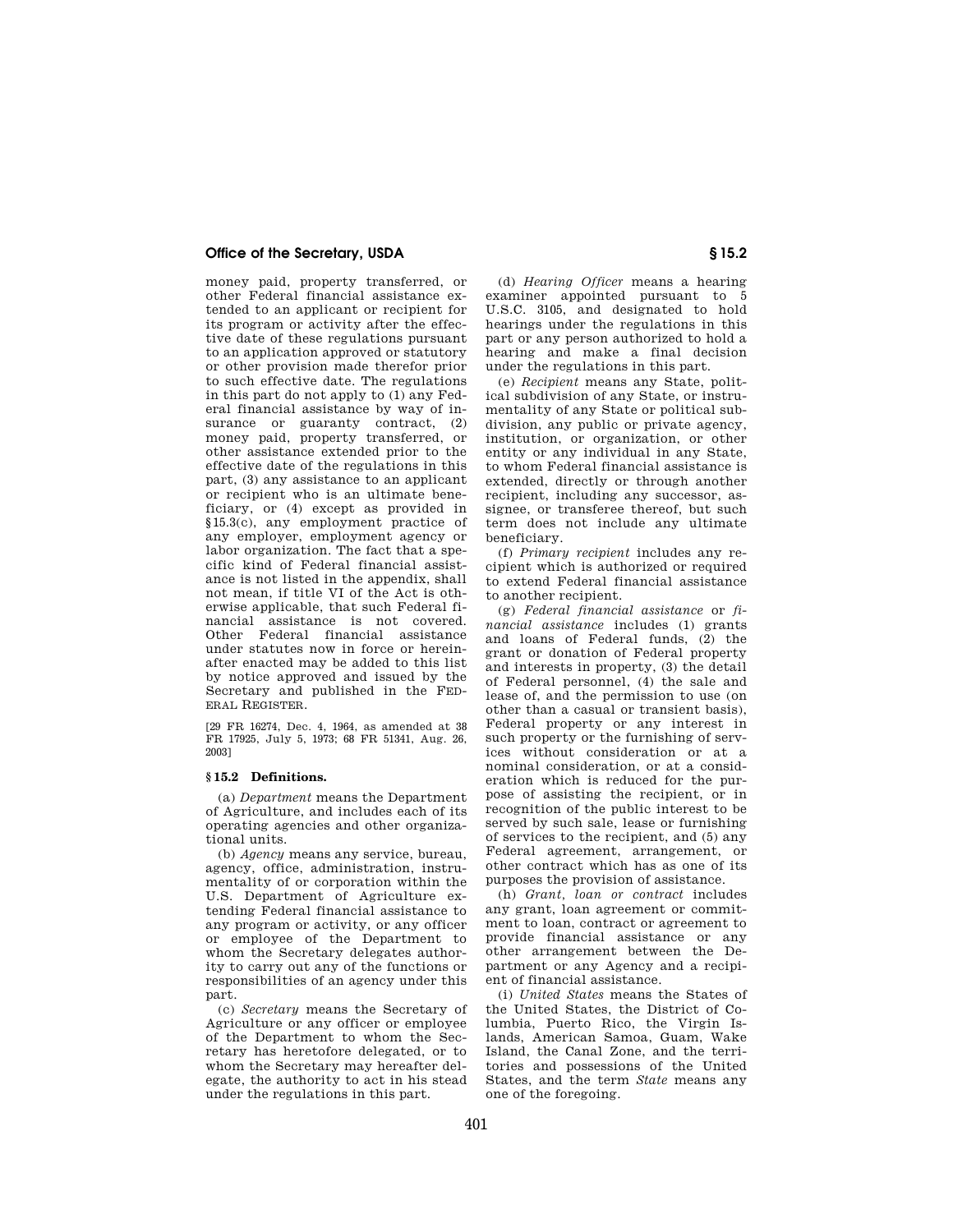money paid, property transferred, or other Federal financial assistance extended to an applicant or recipient for its program or activity after the effective date of these regulations pursuant to an application approved or statutory or other provision made therefor prior to such effective date. The regulations in this part do not apply to (1) any Federal financial assistance by way of insurance or guaranty contract, (2) money paid, property transferred, or other assistance extended prior to the effective date of the regulations in this part, (3) any assistance to an applicant or recipient who is an ultimate beneficiary, or (4) except as provided in §15.3(c), any employment practice of any employer, employment agency or labor organization. The fact that a specific kind of Federal financial assistance is not listed in the appendix, shall not mean, if title VI of the Act is otherwise applicable, that such Federal financial assistance is not covered. Other Federal financial assistance under statutes now in force or hereinafter enacted may be added to this list by notice approved and issued by the Secretary and published in the FEDERAL REGISTER.

[29 FR 16274, Dec. 4, 1964, as amended at 38 FR 17925, July 5, 1973; 68 FR 51341, Aug. 26, 2003]

### § 15.2 Definitions.

(a) *Department* means the Department of Agriculture, and includes each of its operating agencies and other organizational units.

(b) *Agency* means any service, bureau, agency, office, administration, instrumentality of or corporation within the U.S. Department of Agriculture extending Federal financial assistance to any program or activity, or any officer or employee of the Department to whom the Secretary delegates authority to carry out any of the functions or responsibilities of an agency under this part.

(c) *Secretary* means the Secretary of Agriculture or any officer or employee of the Department to whom the Secretary has heretofore delegated, or to whom the Secretary may hereafter delegate, the authority to act in his stead under the regulations in this part.

(d) *Hearing Officer* means a hearing examiner appointed pursuant to 5 U.S.C. 3105, and designated to hold hearings under the regulations in this part or any person authorized to hold a hearing and make a final decision under the regulations in this part.

(e) *Recipient* means any State, political subdivision of any State, or instrumentality of any State or political subdivision, any public or private agency, institution, or organization, or other entity or any individual in any State, to whom Federal financial assistance is extended, directly or through another recipient, including any successor, assignee, or transferee thereof, but such term does not include any ultimate beneficiary.

(f) *Primary recipient* includes any recipient which is authorized or required to extend Federal financial assistance to another recipient.

(g) *Federal financial assistance* or *financial assistance* includes (1) grants and loans of Federal funds, (2) the grant or donation of Federal property and interests in property, (3) the detail of Federal personnel, (4) the sale and lease of, and the permission to use (on other than a casual or transient basis), Federal property or any interest in such property or the furnishing of services without consideration or at a nominal consideration, or at a consideration which is reduced for the purpose of assisting the recipient, or in recognition of the public interest to be served by such sale, lease or furnishing of services to the recipient, and (5) any Federal agreement, arrangement, or other contract which has as one of its purposes the provision of assistance.

(h) *Grant, loan or contract* includes any grant, loan agreement or commitment to loan, contract or agreement to provide financial assistance or any other arrangement between the Department or any Agency and a recipient of financial assistance.

(i) *United States* means the States of the United States, the District of Columbia, Puerto Rico, the Virgin Islands, American Samoa, Guam, Wake Island, the Canal Zone, and the territories and possessions of the United States, and the term *State* means any one of the foregoing.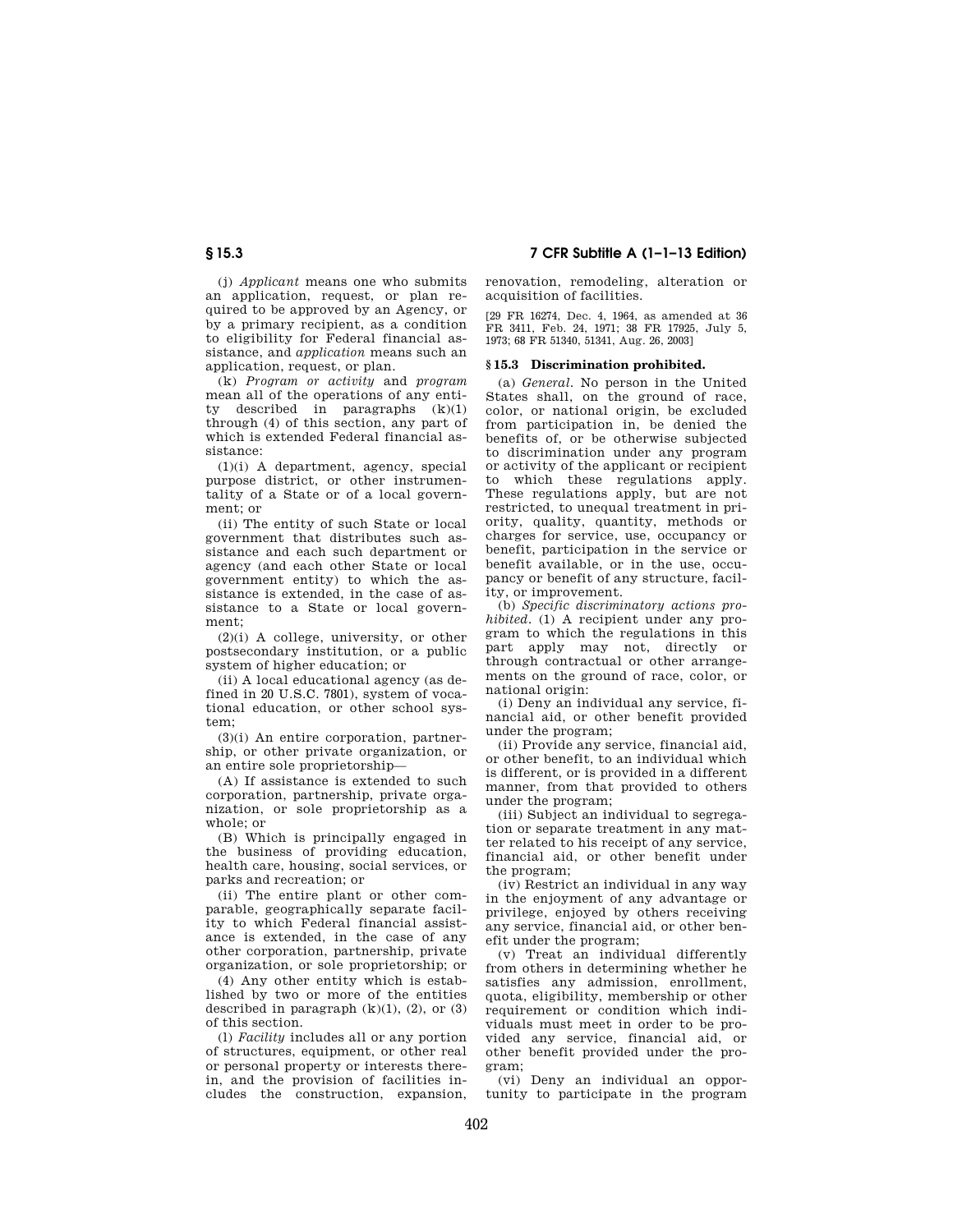(j) *Applicant* means one who submits an application, request, or plan required to be approved by an Agency, or by a primary recipient, as a condition to eligibility for Federal financial assistance, and *application* means such an application, request, or plan.

(k) *Program or activity* and *program* mean all of the operations of any entity described in paragraphs (k)(1) through (4) of this section, any part of which is extended Federal financial assistance:

(1)(i) A department, agency, special purpose district, or other instrumentality of a State or of a local government; or

(ii) The entity of such State or local government that distributes such assistance and each such department or agency (and each other State or local government entity) to which the assistance is extended, in the case of assistance to a State or local government;

(2)(i) A college, university, or other postsecondary institution, or a public system of higher education; or

(ii) A local educational agency (as defined in 20 U.S.C. 7801), system of vocational education, or other school system;

(3)(i) An entire corporation, partnership, or other private organization, or an entire sole proprietorship—

(A) If assistance is extended to such corporation, partnership, private organization, or sole proprietorship as a whole; or

(B) Which is principally engaged in the business of providing education, health care, housing, social services, or parks and recreation; or

(ii) The entire plant or other comparable, geographically separate facility to which Federal financial assistance is extended, in the case of any other corporation, partnership, private organization, or sole proprietorship; or

(4) Any other entity which is established by two or more of the entities described in paragraph (k)(1), (2), or (3) of this section.

(l) *Facility* includes all or any portion of structures, equipment, or other real or personal property or interests therein, and the provision of facilities includes the construction, expansion, renovation, remodeling, alteration or acquisition of facilities.

[29 FR 16274, Dec. 4, 1964, as amended at 36 FR 3411, Feb. 24, 1971; 38 FR 17925, July 5, 1973; 68 FR 51340, 51341, Aug. 26, 2003]

## § 15.3 Discrimination prohibited.

(a) *General.* No person in the United States shall, on the ground of race, color, or national origin, be excluded from participation in, be denied the benefits of, or be otherwise subjected to discrimination under any program or activity of the applicant or recipient to which these regulations apply. These regulations apply, but are not restricted, to unequal treatment in priority, quality, quantity, methods or charges for service, use, occupancy or benefit, participation in the service or benefit available, or in the use, occupancy or benefit of any structure, facility, or improvement.

(b) *Specific discriminatory actions prohibited.* (1) A recipient under any program to which the regulations in this part apply may not, directly or through contractual or other arrangements on the ground of race, color, or national origin:

(i) Deny an individual any service, financial aid, or other benefit provided under the program;

(ii) Provide any service, financial aid, or other benefit, to an individual which is different, or is provided in a different manner, from that provided to others under the program;

(iii) Subject an individual to segregation or separate treatment in any matter related to his receipt of any service, financial aid, or other benefit under the program;

(iv) Restrict an individual in any way in the enjoyment of any advantage or privilege, enjoyed by others receiving any service, financial aid, or other benefit under the program;

(v) Treat an individual differently from others in determining whether he satisfies any admission, enrollment, quota, eligibility, membership or other requirement or condition which individuals must meet in order to be provided any service, financial aid, or other benefit provided under the program;

(vi) Deny an individual an opportunity to participate in the program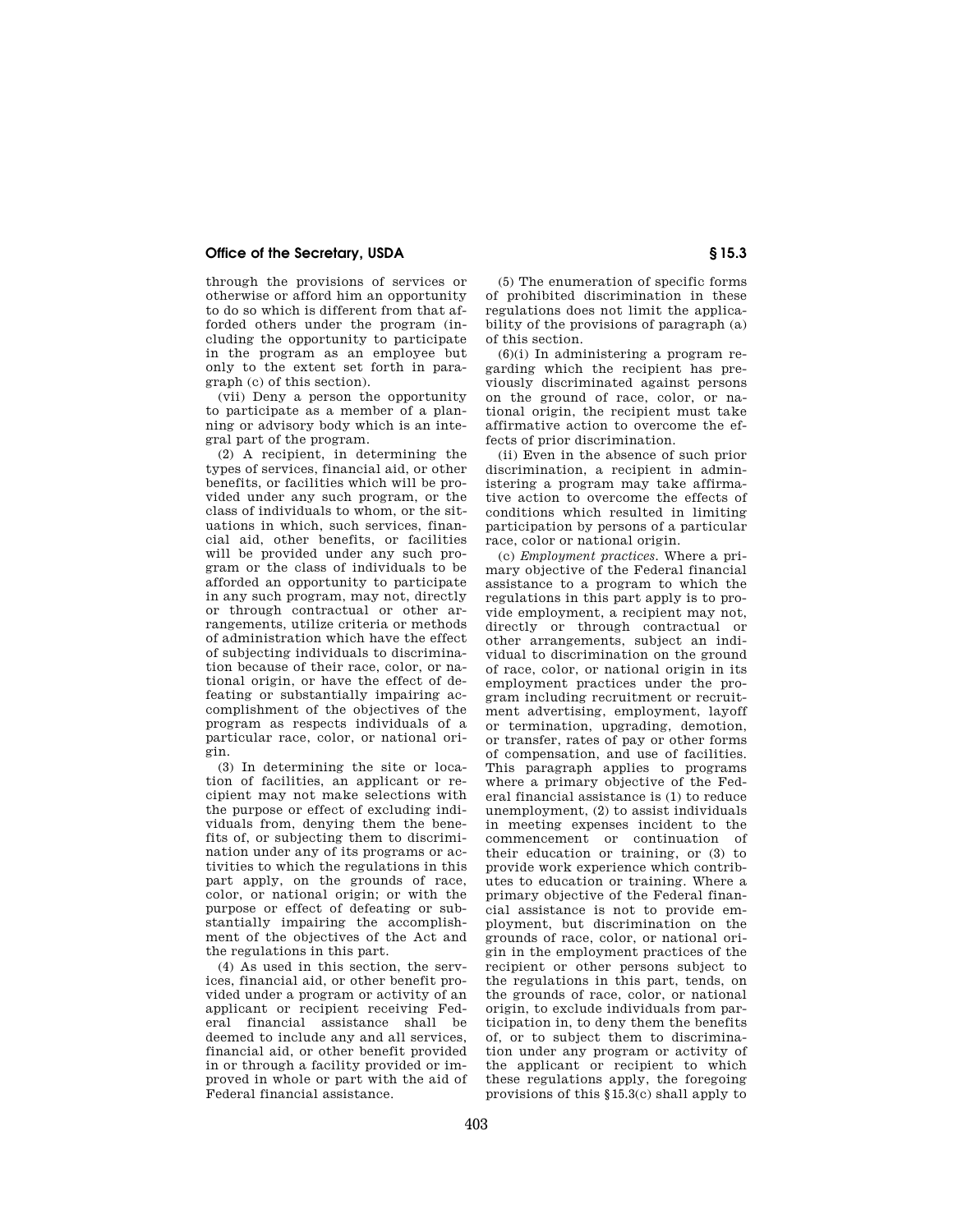through the provisions of services or otherwise or afford him an opportunity to do so which is different from that afforded others under the program (including the opportunity to participate in the program as an employee but only to the extent set forth in paragraph (c) of this section).

(vii) Deny a person the opportunity to participate as a member of a planning or advisory body which is an integral part of the program.

(2) A recipient, in determining the types of services, financial aid, or other benefits, or facilities which will be provided under any such program, or the class of individuals to whom, or the situations in which, such services, financial aid, other benefits, or facilities will be provided under any such program or the class of individuals to be afforded an opportunity to participate in any such program, may not, directly or through contractual or other arrangements, utilize criteria or methods of administration which have the effect of subjecting individuals to discrimination because of their race, color, or national origin, or have the effect of defeating or substantially impairing accomplishment of the objectives of the program as respects individuals of a particular race, color, or national origin.

(3) In determining the site or location of facilities, an applicant or recipient may not make selections with the purpose or effect of excluding individuals from, denying them the benefits of, or subjecting them to discrimination under any of its programs or activities to which the regulations in this part apply, on the grounds of race, color, or national origin; or with the purpose or effect of defeating or substantially impairing the accomplishment of the objectives of the Act and the regulations in this part.

(4) As used in this section, the services, financial aid, or other benefit provided under a program or activity of an applicant or recipient receiving Federal financial assistance shall be deemed to include any and all services, financial aid, or other benefit provided in or through a facility provided or improved in whole or part with the aid of Federal financial assistance.

(5) The enumeration of specific forms of prohibited discrimination in these regulations does not limit the applicability of the provisions of paragraph (a) of this section.

(6)(i) In administering a program regarding which the recipient has previously discriminated against persons on the ground of race, color, or national origin, the recipient must take affirmative action to overcome the effects of prior discrimination.

(ii) Even in the absence of such prior discrimination, a recipient in administering a program may take affirmative action to overcome the effects of conditions which resulted in limiting participation by persons of a particular race, color or national origin.

(c) *Employment practices.* Where a primary objective of the Federal financial assistance to a program to which the regulations in this part apply is to provide employment, a recipient may not, directly or through contractual or other arrangements, subject an individual to discrimination on the ground of race, color, or national origin in its employment practices under the program including recruitment or recruitment advertising, employment, layoff or termination, upgrading, demotion, or transfer, rates of pay or other forms of compensation, and use of facilities. This paragraph applies to programs where a primary objective of the Federal financial assistance is (1) to reduce unemployment, (2) to assist individuals in meeting expenses incident to the commencement or continuation of their education or training, or (3) to provide work experience which contributes to education or training. Where a primary objective of the Federal financial assistance is not to provide employment, but discrimination on the grounds of race, color, or national origin in the employment practices of the recipient or other persons subject to the regulations in this part, tends, on the grounds of race, color, or national origin, to exclude individuals from participation in, to deny them the benefits of, or to subject them to discrimination under any program or activity of the applicant or recipient to which these regulations apply, the foregoing provisions of this §15.3(c) shall apply to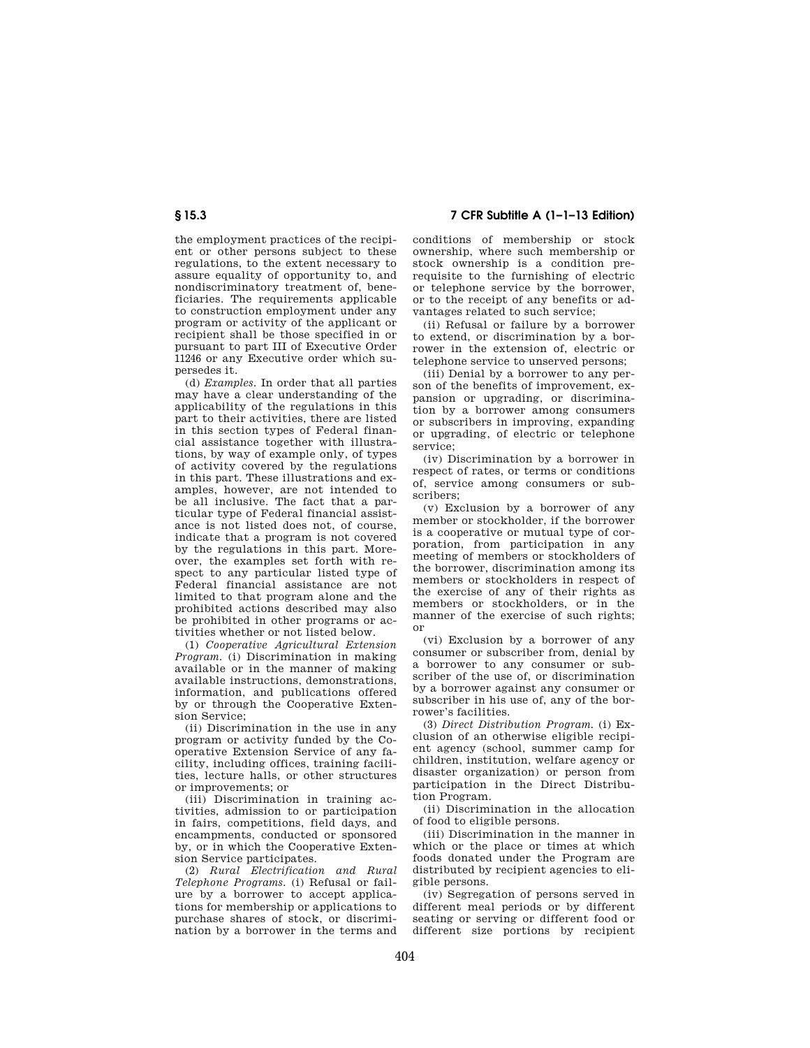the employment practices of the recipient or other persons subject to these regulations, to the extent necessary to assure equality of opportunity to, and nondiscriminatory treatment of, beneficiaries. The requirements applicable to construction employment under any program or activity of the applicant or recipient shall be those specified in or pursuant to part III of Executive Order 11246 or any Executive order which supersedes it.

(d) *Examples.* In order that all parties may have a clear understanding of the applicability of the regulations in this part to their activities, there are listed in this section types of Federal financial assistance together with illustrations, by way of example only, of types of activity covered by the regulations in this part. These illustrations and examples, however, are not intended to be all inclusive. The fact that a particular type of Federal financial assistance is not listed does not, of course, indicate that a program is not covered by the regulations in this part. Moreover, the examples set forth with respect to any particular listed type of Federal financial assistance are not limited to that program alone and the prohibited actions described may also be prohibited in other programs or activities whether or not listed below.

(1) *Cooperative Agricultural Extension Program.* (i) Discrimination in making available or in the manner of making available instructions, demonstrations, information, and publications offered by or through the Cooperative Extension Service;

(ii) Discrimination in the use in any program or activity funded by the Cooperative Extension Service of any facility, including offices, training facilities, lecture halls, or other structures or improvements; or

(iii) Discrimination in training activities, admission to or participation in fairs, competitions, field days, and encampments, conducted or sponsored by, or in which the Cooperative Extension Service participates.

(2) *Rural Electrification and Rural Telephone Programs.* (i) Refusal or failure by a borrower to accept applications for membership or applications to purchase shares of stock, or discrimination by a borrower in the terms and conditions of membership or stock ownership, where such membership or stock ownership is a condition prerequisite to the furnishing of electric or telephone service by the borrower, or to the receipt of any benefits or advantages related to such service;

(ii) Refusal or failure by a borrower to extend, or discrimination by a borrower in the extension of, electric or telephone service to unserved persons;

(iii) Denial by a borrower to any person of the benefits of improvement, expansion or upgrading, or discrimination by a borrower among consumers or subscribers in improving, expanding or upgrading, of electric or telephone service;

(iv) Discrimination by a borrower in respect of rates, or terms or conditions of, service among consumers or subscribers;

(v) Exclusion by a borrower of any member or stockholder, if the borrower is a cooperative or mutual type of corporation, from participation in any meeting of members or stockholders of the borrower, discrimination among its members or stockholders in respect of the exercise of any of their rights as members or stockholders, or in the manner of the exercise of such rights; or

(vi) Exclusion by a borrower of any consumer or subscriber from, denial by a borrower to any consumer or subscriber of the use of, or discrimination by a borrower against any consumer or subscriber in his use of, any of the borrower's facilities.

(3) *Direct Distribution Program.* (i) Exclusion of an otherwise eligible recipient agency (school, summer camp for children, institution, welfare agency or disaster organization) or person from participation in the Direct Distribution Program.

(ii) Discrimination in the allocation of food to eligible persons.

(iii) Discrimination in the manner in which or the place or times at which foods donated under the Program are distributed by recipient agencies to eligible persons.

(iv) Segregation of persons served in different meal periods or by different seating or serving or different food or different size portions by recipient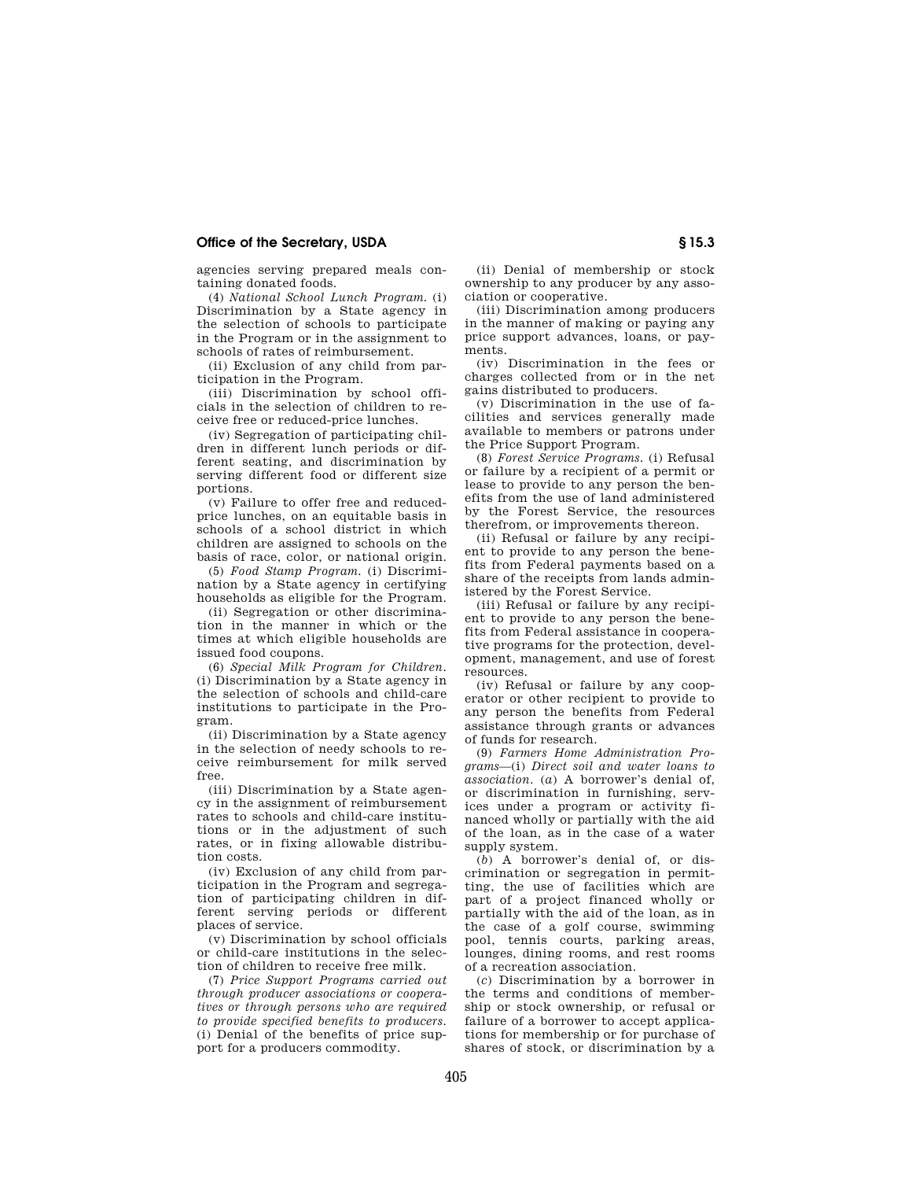agencies serving prepared meals containing donated foods.

(4) *National School Lunch Program.* (i) Discrimination by a State agency in the selection of schools to participate in the Program or in the assignment to schools of rates of reimbursement.

(ii) Exclusion of any child from participation in the Program.

(iii) Discrimination by school officials in the selection of children to receive free or reduced-price lunches.

(iv) Segregation of participating children in different lunch periods or different seating, and discrimination by serving different food or different size portions.

(v) Failure to offer free and reduced-price lunches, on an equitable basis in schools of a school district in which children are assigned to schools on the basis of race, color, or national origin.

(5) *Food Stamp Program.* (i) Discrimination by a State agency in certifying households as eligible for the Program.

(ii) Segregation or other discrimination in the manner in which or the times at which eligible households are issued food coupons.

(6) *Special Milk Program for Children.* (i) Discrimination by a State agency in the selection of schools and child-care institutions to participate in the Program.

(ii) Discrimination by a State agency in the selection of needy schools to receive reimbursement for milk served free.

(iii) Discrimination by a State agency in the assignment of reimbursement rates to schools and child-care institutions or in the adjustment of such rates, or in fixing allowable distribution costs.

(iv) Exclusion of any child from participation in the Program and segregation of participating children in different serving periods or different places of service.

(v) Discrimination by school officials or child-care institutions in the selection of children to receive free milk.

(7) *Price Support Programs carried out through producer associations or cooperatives or through persons who are required to provide specified benefits to producers.* (i) Denial of the benefits of price support for a producers commodity.

(ii) Denial of membership or stock ownership to any producer by any association or cooperative.

(iii) Discrimination among producers in the manner of making or paying any price support advances, loans, or payments.

(iv) Discrimination in the fees or charges collected from or in the net gains distributed to producers.

(v) Discrimination in the use of facilities and services generally made available to members or patrons under the Price Support Program.

(8) *Forest Service Programs.* (i) Refusal or failure by a recipient of a permit or lease to provide to any person the benefits from the use of land administered by the Forest Service, the resources therefrom, or improvements thereon.

(ii) Refusal or failure by any recipient to provide to any person the benefits from Federal payments based on a share of the receipts from lands administered by the Forest Service.

(iii) Refusal or failure by any recipient to provide to any person the benefits from Federal assistance in cooperative programs for the protection, development, management, and use of forest resources.

(iv) Refusal or failure by any cooperator or other recipient to provide to any person the benefits from Federal assistance through grants or advances of funds for research.

(9) *Farmers Home Administration Programs*—(i) *Direct soil and water loans to association.* (*a*) A borrower's denial of, or discrimination in furnishing, services under a program or activity financed wholly or partially with the aid of the loan, as in the case of a water supply system.

(*b*) A borrower's denial of, or discrimination or segregation in permitting, the use of facilities which are part of a project financed wholly or partially with the aid of the loan, as in the case of a golf course, swimming pool, tennis courts, parking areas, lounges, dining rooms, and rest rooms of a recreation association.

(*c*) Discrimination by a borrower in the terms and conditions of membership or stock ownership, or refusal or failure of a borrower to accept applications for membership or for purchase of shares of stock, or discrimination by a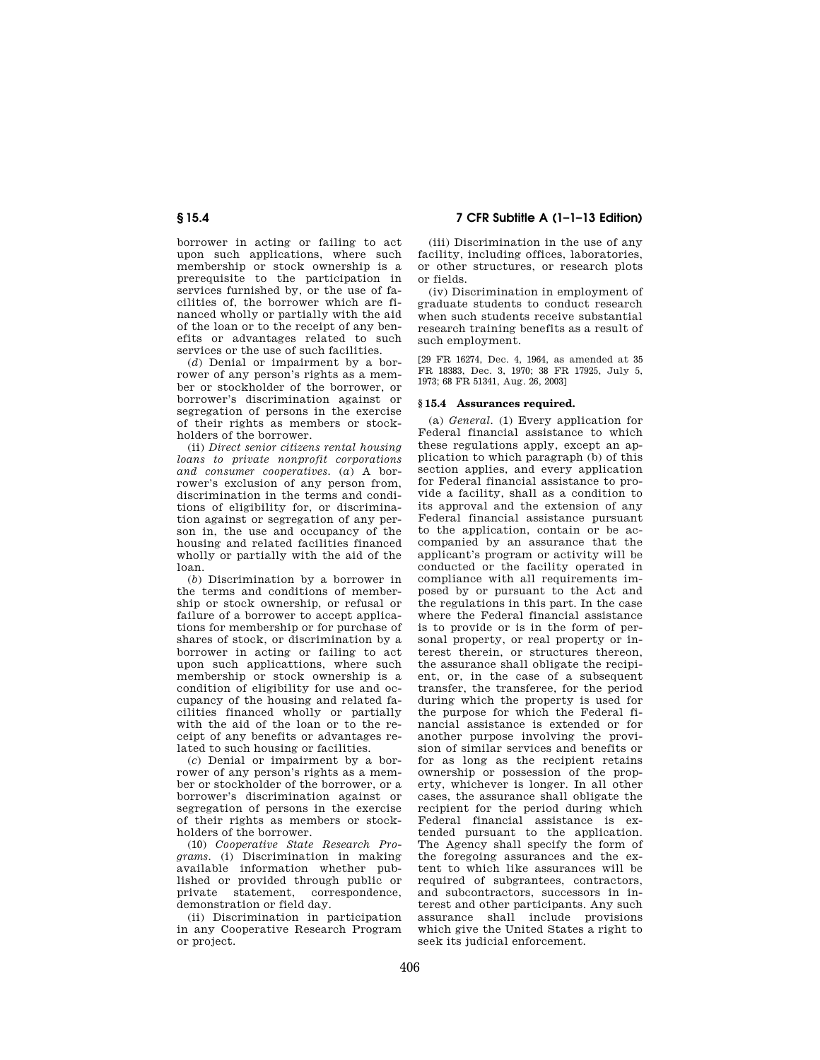borrower in acting or failing to act upon such applications, where such membership or stock ownership is a prerequisite to the participation in services furnished by, or the use of facilities of, the borrower which are financed wholly or partially with the aid of the loan or to the receipt of any benefits or advantages related to such services or the use of such facilities.

(*d*) Denial or impairment by a borrower of any person's rights as a member or stockholder of the borrower, or borrower's discrimination against or segregation of persons in the exercise of their rights as members or stockholders of the borrower.

(ii) *Direct senior citizens rental housing loans to private nonprofit corporations and consumer cooperatives.* (*a*) A borrower's exclusion of any person from, discrimination in the terms and conditions of eligibility for, or discrimination against or segregation of any person in, the use and occupancy of the housing and related facilities financed wholly or partially with the aid of the loan.

(*b*) Discrimination by a borrower in the terms and conditions of membership or stock ownership, or refusal or failure of a borrower to accept applications for membership or for purchase of shares of stock, or discrimination by a borrower in acting or failing to act upon such applicattions, where such membership or stock ownership is a condition of eligibility for use and occupancy of the housing and related facilities financed wholly or partially with the aid of the loan or to the receipt of any benefits or advantages related to such housing or facilities.

(*c*) Denial or impairment by a borrower of any person's rights as a member or stockholder of the borrower, or a borrower's discrimination against or segregation of persons in the exercise of their rights as members or stockholders of the borrower.

(10) *Cooperative State Research Programs.* (i) Discrimination in making available information whether published or provided through public or private statement, correspondence, demonstration or field day.

(ii) Discrimination in participation in any Cooperative Research Program or project.

(iii) Discrimination in the use of any facility, including offices, laboratories, or other structures, or research plots or fields.

(iv) Discrimination in employment of graduate students to conduct research when such students receive substantial research training benefits as a result of such employment.

[29 FR 16274, Dec. 4, 1964, as amended at 35 FR 18383, Dec. 3, 1970; 38 FR 17925, July 5, 1973; 68 FR 51341, Aug. 26, 2003]

### § 15.4 Assurances required.

(a) *General.* (1) Every application for Federal financial assistance to which these regulations apply, except an application to which paragraph (b) of this section applies, and every application for Federal financial assistance to provide a facility, shall as a condition to its approval and the extension of any Federal financial assistance pursuant to the application, contain or be accompanied by an assurance that the applicant's program or activity will be conducted or the facility operated in compliance with all requirements imposed by or pursuant to the Act and the regulations in this part. In the case where the Federal financial assistance is to provide or is in the form of personal property, or real property or interest therein, or structures thereon, the assurance shall obligate the recipient, or, in the case of a subsequent transfer, the transferee, for the period during which the property is used for the purpose for which the Federal financial assistance is extended or for another purpose involving the provision of similar services and benefits or for as long as the recipient retains ownership or possession of the property, whichever is longer. In all other cases, the assurance shall obligate the recipient for the period during which Federal financial assistance is extended pursuant to the application. The Agency shall specify the form of the foregoing assurances and the extent to which like assurances will be required of subgrantees, contractors, and subcontractors, successors in interest and other participants. Any such assurance shall include provisions which give the United States a right to seek its judicial enforcement.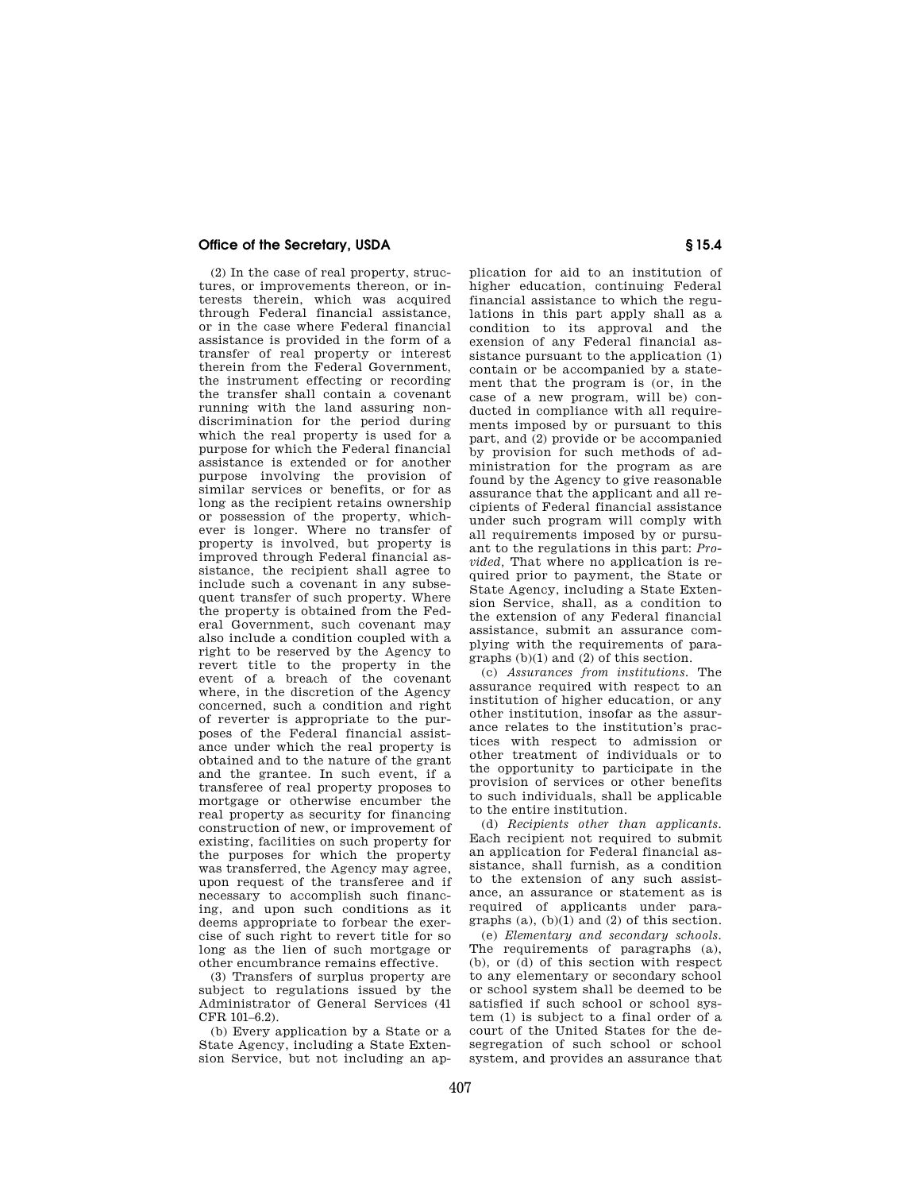(2) In the case of real property, structures, or improvements thereon, or interests therein, which was acquired through Federal financial assistance, or in the case where Federal financial assistance is provided in the form of a transfer of real property or interest therein from the Federal Government, the instrument effecting or recording the transfer shall contain a covenant running with the land assuring nondiscrimination for the period during which the real property is used for a purpose for which the Federal financial assistance is extended or for another purpose involving the provision of similar services or benefits, or for as long as the recipient retains ownership or possession of the property, whichever is longer. Where no transfer of property is involved, but property is improved through Federal financial assistance, the recipient shall agree to include such a covenant in any subsequent transfer of such property. Where the property is obtained from the Federal Government, such covenant may also include a condition coupled with a right to be reserved by the Agency to revert title to the property in the event of a breach of the covenant where, in the discretion of the Agency concerned, such a condition and right of reverter is appropriate to the purposes of the Federal financial assistance under which the real property is obtained and to the nature of the grant and the grantee. In such event, if a transferee of real property proposes to mortgage or otherwise encumber the real property as security for financing construction of new, or improvement of existing, facilities on such property for the purposes for which the property was transferred, the Agency may agree, upon request of the transferee and if necessary to accomplish such financing, and upon such conditions as it deems appropriate to forbear the exercise of such right to revert title for so long as the lien of such mortgage or other encumbrance remains effective.

(3) Transfers of surplus property are subject to regulations issued by the Administrator of General Services (41 CFR 101–6.2).

(b) Every application by a State or a State Agency, including a State Extension Service, but not including an application for aid to an institution of higher education, continuing Federal financial assistance to which the regulations in this part apply shall as a condition to its approval and the exension of any Federal financial assistance pursuant to the application (1) contain or be accompanied by a statement that the program is (or, in the case of a new program, will be) conducted in compliance with all requirements imposed by or pursuant to this part, and (2) provide or be accompanied by provision for such methods of administration for the program as are found by the Agency to give reasonable assurance that the applicant and all recipients of Federal financial assistance under such program will comply with all requirements imposed by or pursuant to the regulations in this part: *Provided,* That where no application is required prior to payment, the State or State Agency, including a State Extension Service, shall, as a condition to the extension of any Federal financial assistance, submit an assurance complying with the requirements of paragraphs (b)(1) and (2) of this section.

(c) *Assurances from institutions.* The assurance required with respect to an institution of higher education, or any other institution, insofar as the assurance relates to the institution's practices with respect to admission or other treatment of individuals or to the opportunity to participate in the provision of services or other benefits to such individuals, shall be applicable to the entire institution.

(d) *Recipients other than applicants.* Each recipient not required to submit an application for Federal financial assistance, shall furnish, as a condition to the extension of any such assistance, an assurance or statement as is required of applicants under paragraphs (a), (b)(1) and (2) of this section.

(e) *Elementary and secondary schools.* The requirements of paragraphs (a), (b), or (d) of this section with respect to any elementary or secondary school or school system shall be deemed to be satisfied if such school or school system (1) is subject to a final order of a court of the United States for the desegregation of such school or school system, and provides an assurance that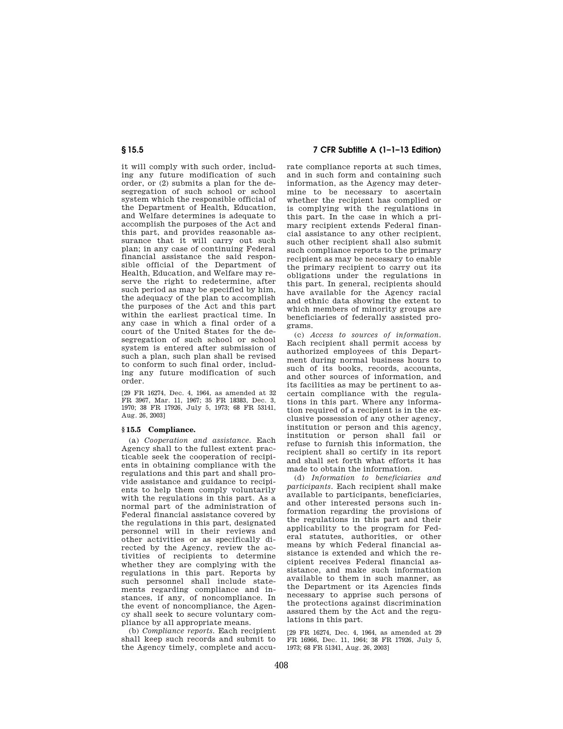it will comply with such order, including any future modification of such order, or (2) submits a plan for the desegregation of such school or school system which the responsible official of the Department of Health, Education, and Welfare determines is adequate to accomplish the purposes of the Act and this part, and provides reasonable assurance that it will carry out such plan; in any case of continuing Federal financial assistance the said responsible official of the Department of Health, Education, and Welfare may reserve the right to redetermine, after such period as may be specified by him, the adequacy of the plan to accomplish the purposes of the Act and this part within the earliest practical time. In any case in which a final order of a court of the United States for the desegregation of such school or school system is entered after submission of such a plan, such plan shall be revised to conform to such final order, including any future modification of such order.

[29 FR 16274, Dec. 4, 1964, as amended at 32 FR 3967, Mar. 11, 1967; 35 FR 18383, Dec. 3, 1970; 38 FR 17926, July 5, 1973; 68 FR 53141, Aug. 26, 2003]

### § 15.5 Compliance.

(a) *Cooperation and assistance.* Each Agency shall to the fullest extent practicable seek the cooperation of recipients in obtaining compliance with the regulations and this part and shall provide assistance and guidance to recipients to help them comply voluntarily with the regulations in this part. As a normal part of the administration of Federal financial assistance covered by the regulations in this part, designated personnel will in their reviews and other activities or as specifically directed by the Agency, review the activities of recipients to determine whether they are complying with the regulations in this part. Reports by such personnel shall include statements regarding compliance and instances, if any, of noncompliance. In the event of noncompliance, the Agency shall seek to secure voluntary compliance by all appropriate means.

(b) *Compliance reports.* Each recipient shall keep such records and submit to the Agency timely, complete and accurate compliance reports at such times, and in such form and containing such information, as the Agency may determine to be necessary to ascertain whether the recipient has complied or is complying with the regulations in this part. In the case in which a primary recipient extends Federal financial assistance to any other recipient, such other recipient shall also submit such compliance reports to the primary recipient as may be necessary to enable the primary recipient to carry out its obligations under the regulations in this part. In general, recipients should have available for the Agency racial and ethnic data showing the extent to which members of minority groups are beneficiaries of federally assisted programs.

(c) *Access to sources of information.* Each recipient shall permit access by authorized employees of this Department during normal business hours to such of its books, records, accounts, and other sources of information, and its facilities as may be pertinent to ascertain compliance with the regulations in this part. Where any information required of a recipient is in the exclusive possession of any other agency, institution or person and this agency, institution or person shall fail or refuse to furnish this information, the recipient shall so certify in its report and shall set forth what efforts it has made to obtain the information.

(d) *Information to beneficiaries and participants.* Each recipient shall make available to participants, beneficiaries, and other interested persons such information regarding the provisions of the regulations in this part and their applicability to the program for Federal statutes, authorities, or other means by which Federal financial assistance is extended and which the recipient receives Federal financial assistance, and make such information available to them in such manner, as the Department or its Agencies finds necessary to apprise such persons of the protections against discrimination assured them by the Act and the regulations in this part.

[29 FR 16274, Dec. 4, 1964, as amended at 29 FR 16966, Dec. 11, 1964; 38 FR 17926, July 5, 1973; 68 FR 51341, Aug. 26, 2003]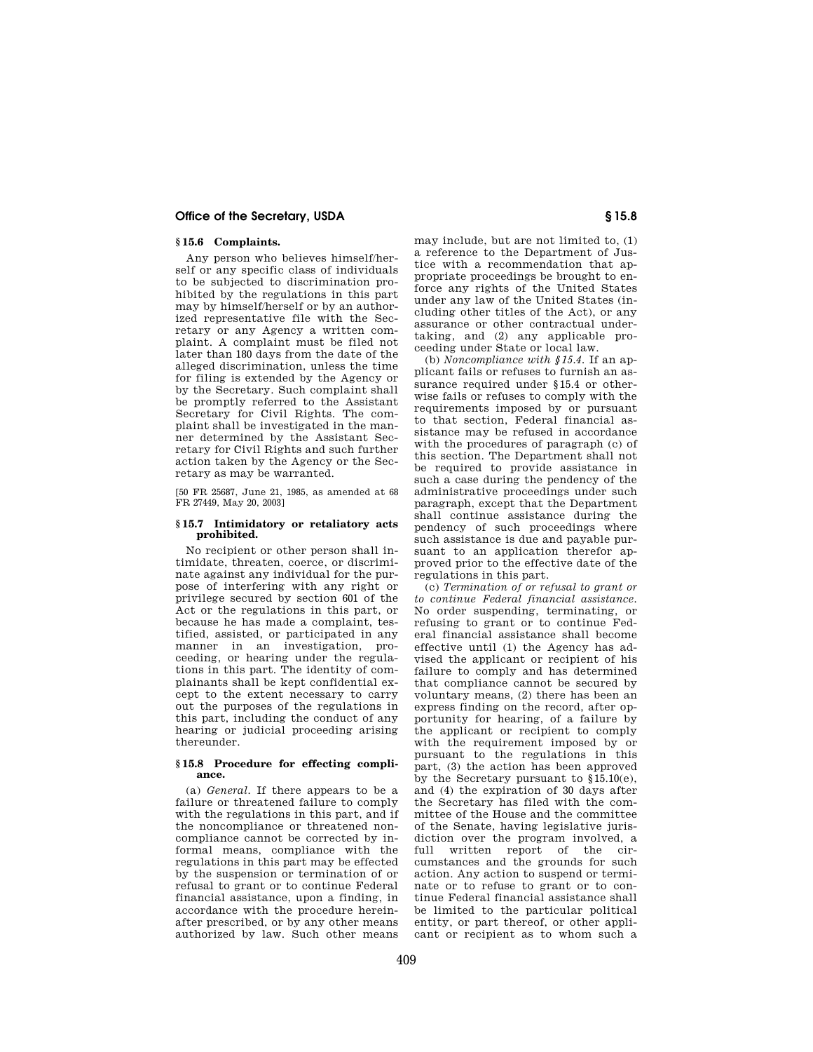### § 15.6 Complaints.

Any person who believes himself/herself or any specific class of individuals to be subjected to discrimination prohibited by the regulations in this part may by himself/herself or by an authorized representative file with the Secretary or any Agency a written complaint. A complaint must be filed not later than 180 days from the date of the alleged discrimination, unless the time for filing is extended by the Agency or by the Secretary. Such complaint shall be promptly referred to the Assistant Secretary for Civil Rights. The complaint shall be investigated in the manner determined by the Assistant Secretary for Civil Rights and such further action taken by the Agency or the Secretary as may be warranted.

[50 FR 25687, June 21, 1985, as amended at 68 FR 27449, May 20, 2003]

### § 15.7 Intimidatory or retaliatory acts prohibited.

No recipient or other person shall intimidate, threaten, coerce, or discriminate against any individual for the purpose of interfering with any right or privilege secured by section 601 of the Act or the regulations in this part, or because he has made a complaint, testified, assisted, or participated in any manner in an investigation, proceeding, or hearing under the regulations in this part. The identity of complainants shall be kept confidential except to the extent necessary to carry out the purposes of the regulations in this part, including the conduct of any hearing or judicial proceeding arising thereunder.

### § 15.8 Procedure for effecting compliance.

(a) *General.* If there appears to be a failure or threatened failure to comply with the regulations in this part, and if the noncompliance or threatened noncompliance cannot be corrected by informal means, compliance with the regulations in this part may be effected by the suspension or termination of or refusal to grant or to continue Federal financial assistance, upon a finding, in accordance with the procedure hereinafter prescribed, or by any other means authorized by law. Such other means may include, but are not limited to, (1) a reference to the Department of Justice with a recommendation that appropriate proceedings be brought to enforce any rights of the United States under any law of the United States (including other titles of the Act), or any assurance or other contractual undertaking, and (2) any applicable proceeding under State or local law.

(b) *Noncompliance with § 15.4.* If an applicant fails or refuses to furnish an assurance required under § 15.4 or otherwise fails or refuses to comply with the requirements imposed by or pursuant to that section, Federal financial assistance may be refused in accordance with the procedures of paragraph (c) of this section. The Department shall not be required to provide assistance in such a case during the pendency of the administrative proceedings under such paragraph, except that the Department shall continue assistance during the pendency of such proceedings where such assistance is due and payable pursuant to an application therefor approved prior to the effective date of the regulations in this part.

(c) *Termination of or refusal to grant or to continue Federal financial assistance.* No order suspending, terminating, or refusing to grant or to continue Federal financial assistance shall become effective until (1) the Agency has advised the applicant or recipient of his failure to comply and has determined that compliance cannot be secured by voluntary means, (2) there has been an express finding on the record, after opportunity for hearing, of a failure by the applicant or recipient to comply with the requirement imposed by or pursuant to the regulations in this part, (3) the action has been approved by the Secretary pursuant to § 15.10(e), and (4) the expiration of 30 days after the Secretary has filed with the committee of the House and the committee of the Senate, having legislative jurisdiction over the program involved, a full written report of the circumstances and the grounds for such action. Any action to suspend or terminate or to refuse to grant or to continue Federal financial assistance shall be limited to the particular political entity, or part thereof, or other applicant or recipient as to whom such a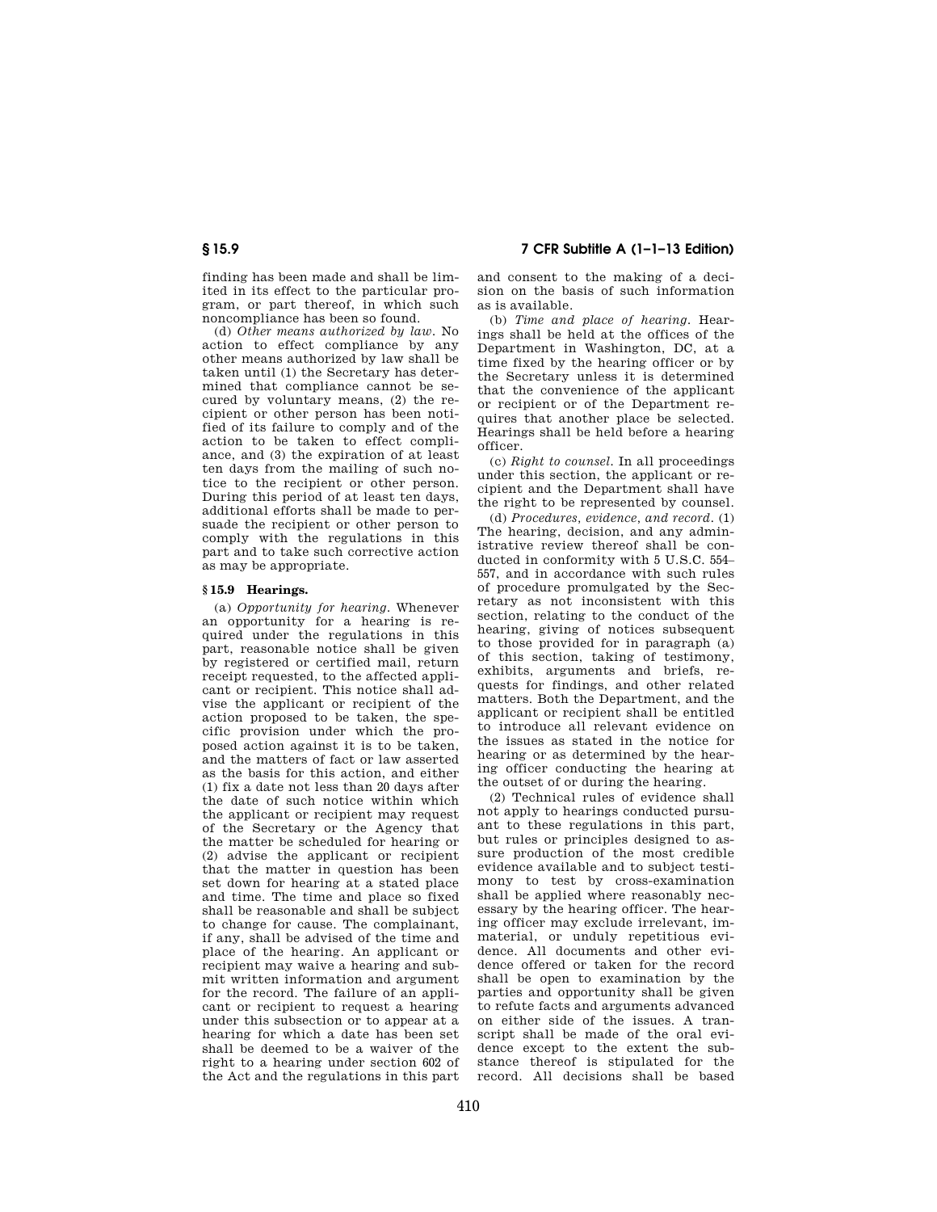finding has been made and shall be limited in its effect to the particular program, or part thereof, in which such noncompliance has been so found.

(d) *Other means authorized by law.* No action to effect compliance by any other means authorized by law shall be taken until (1) the Secretary has determined that compliance cannot be secured by voluntary means, (2) the recipient or other person has been notified of its failure to comply and of the action to be taken to effect compliance, and (3) the expiration of at least ten days from the mailing of such notice to the recipient or other person. During this period of at least ten days, additional efforts shall be made to persuade the recipient or other person to comply with the regulations in this part and to take such corrective action as may be appropriate.

## § 15.9 Hearings.

(a) *Opportunity for hearing.* Whenever an opportunity for a hearing is required under the regulations in this part, reasonable notice shall be given by registered or certified mail, return receipt requested, to the affected applicant or recipient. This notice shall advise the applicant or recipient of the action proposed to be taken, the specific provision under which the proposed action against it is to be taken, and the matters of fact or law asserted as the basis for this action, and either (1) fix a date not less than 20 days after the date of such notice within which the applicant or recipient may request of the Secretary or the Agency that the matter be scheduled for hearing or (2) advise the applicant or recipient that the matter in question has been set down for hearing at a stated place and time. The time and place so fixed shall be reasonable and shall be subject to change for cause. The complainant, if any, shall be advised of the time and place of the hearing. An applicant or recipient may waive a hearing and submit written information and argument for the record. The failure of an applicant or recipient to request a hearing under this subsection or to appear at a hearing for which a date has been set shall be deemed to be a waiver of the right to a hearing under section 602 of the Act and the regulations in this part and consent to the making of a decision on the basis of such information as is available.

(b) *Time and place of hearing.* Hearings shall be held at the offices of the Department in Washington, DC, at a time fixed by the hearing officer or by the Secretary unless it is determined that the convenience of the applicant or recipient or of the Department requires that another place be selected. Hearings shall be held before a hearing officer.

(c) *Right to counsel.* In all proceedings under this section, the applicant or recipient and the Department shall have the right to be represented by counsel.

(d) *Procedures, evidence, and record.* (1) The hearing, decision, and any administrative review thereof shall be conducted in conformity with 5 U.S.C. 554–557, and in accordance with such rules of procedure promulgated by the Secretary as not inconsistent with this section, relating to the conduct of the hearing, giving of notices subsequent to those provided for in paragraph (a) of this section, taking of testimony, exhibits, arguments and briefs, requests for findings, and other related matters. Both the Department, and the applicant or recipient shall be entitled to introduce all relevant evidence on the issues as stated in the notice for hearing or as determined by the hearing officer conducting the hearing at the outset of or during the hearing.

(2) Technical rules of evidence shall not apply to hearings conducted pursuant to these regulations in this part, but rules or principles designed to assure production of the most credible evidence available and to subject testimony to test by cross-examination shall be applied where reasonably necessary by the hearing officer. The hearing officer may exclude irrelevant, immaterial, or unduly repetitious evidence. All documents and other evidence offered or taken for the record shall be open to examination by the parties and opportunity shall be given to refute facts and arguments advanced on either side of the issues. A transcript shall be made of the oral evidence except to the extent the substance thereof is stipulated for the record. All decisions shall be based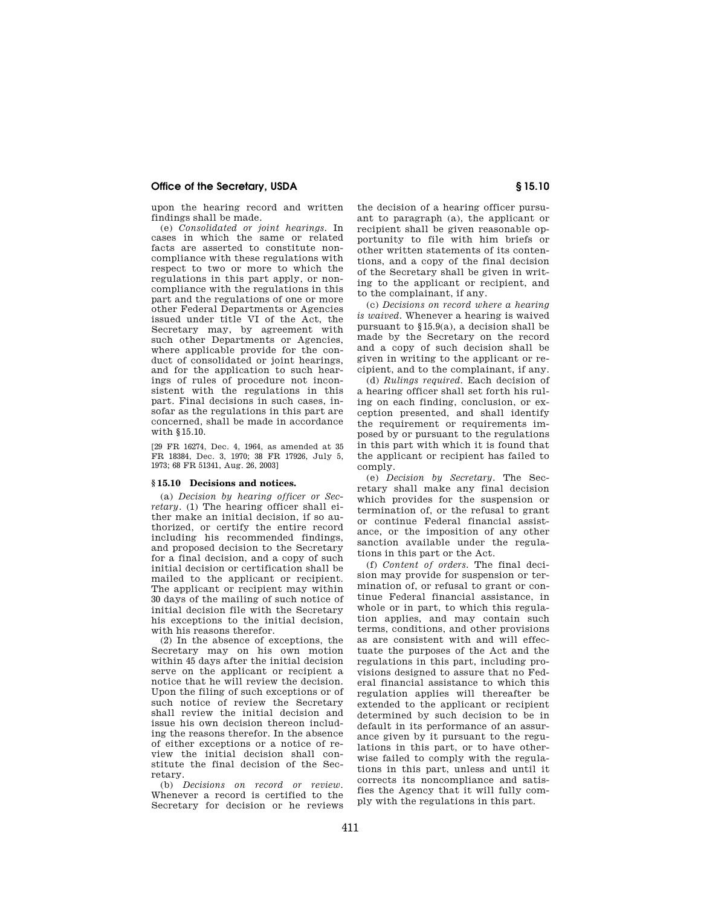upon the hearing record and written findings shall be made.

(e) *Consolidated or joint hearings.* In cases in which the same or related facts are asserted to constitute noncompliance with these regulations with respect to two or more to which the regulations in this part apply, or noncompliance with the regulations in this part and the regulations of one or more other Federal Departments or Agencies issued under title VI of the Act, the Secretary may, by agreement with such other Departments or Agencies, where applicable provide for the conduct of consolidated or joint hearings, and for the application to such hearings of rules of procedure not inconsistent with the regulations in this part. Final decisions in such cases, insofar as the regulations in this part are concerned, shall be made in accordance with §15.10.

[29 FR 16274, Dec. 4, 1964, as amended at 35 FR 18384, Dec. 3, 1970; 38 FR 17926, July 5, 1973; 68 FR 51341, Aug. 26, 2003]

## § 15.10 Decisions and notices.

(a) *Decision by hearing officer or Secretary.* (1) The hearing officer shall either make an initial decision, if so authorized, or certify the entire record including his recommended findings, and proposed decision to the Secretary for a final decision, and a copy of such initial decision or certification shall be mailed to the applicant or recipient. The applicant or recipient may within 30 days of the mailing of such notice of initial decision file with the Secretary his exceptions to the initial decision, with his reasons therefor.

(2) In the absence of exceptions, the Secretary may on his own motion within 45 days after the initial decision serve on the applicant or recipient a notice that he will review the decision. Upon the filing of such exceptions or of such notice of review the Secretary shall review the initial decision and issue his own decision thereon including the reasons therefor. In the absence of either exceptions or a notice of review the initial decision shall constitute the final decision of the Secretary.

(b) *Decisions on record or review.* Whenever a record is certified to the Secretary for decision or he reviews the decision of a hearing officer pursuant to paragraph (a), the applicant or recipient shall be given reasonable opportunity to file with him briefs or other written statements of its contentions, and a copy of the final decision of the Secretary shall be given in writing to the applicant or recipient, and to the complainant, if any.

(c) *Decisions on record where a hearing is waived.* Whenever a hearing is waived pursuant to §15.9(a), a decision shall be made by the Secretary on the record and a copy of such decision shall be given in writing to the applicant or recipient, and to the complainant, if any.

(d) *Rulings required.* Each decision of a hearing officer shall set forth his ruling on each finding, conclusion, or exception presented, and shall identify the requirement or requirements imposed by or pursuant to the regulations in this part with which it is found that the applicant or recipient has failed to comply.

(e) *Decision by Secretary.* The Secretary shall make any final decision which provides for the suspension or termination of, or the refusal to grant or continue Federal financial assistance, or the imposition of any other sanction available under the regulations in this part or the Act.

(f) *Content of orders.* The final decision may provide for suspension or termination of, or refusal to grant or continue Federal financial assistance, in whole or in part, to which this regulation applies, and may contain such terms, conditions, and other provisions as are consistent with and will effectuate the purposes of the Act and the regulations in this part, including provisions designed to assure that no Federal financial assistance to which this regulation applies will thereafter be extended to the applicant or recipient determined by such decision to be in default in its performance of an assurance given by it pursuant to the regulations in this part, or to have otherwise failed to comply with the regulations in this part, unless and until it corrects its noncompliance and satisfies the Agency that it will fully comply with the regulations in this part.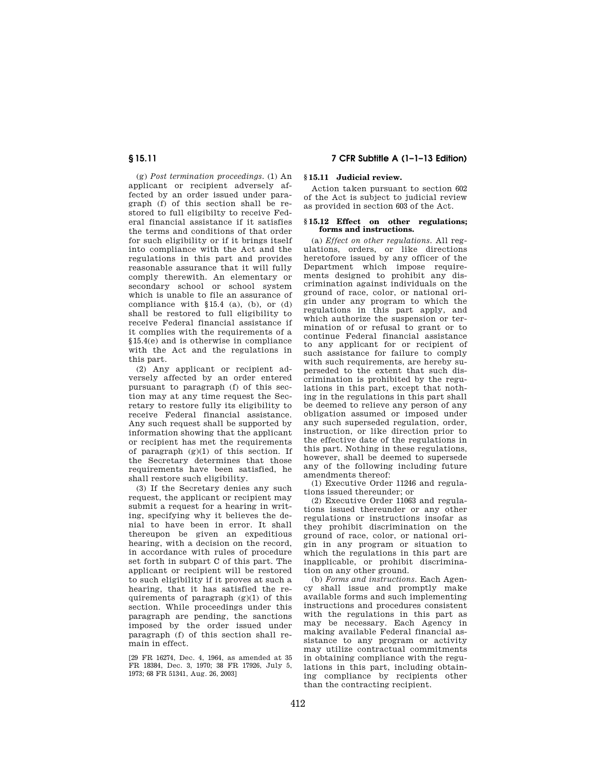(g) *Post termination proceedings.* (1) An applicant or recipient adversely affected by an order issued under paragraph (f) of this section shall be restored to full eligibilty to receive Federal financial assistance if it satisfies the terms and conditions of that order for such eligibility or if it brings itself into compliance with the Act and the regulations in this part and provides reasonable assurance that it will fully comply therewith. An elementary or secondary school or school system which is unable to file an assurance of compliance with §15.4 (a), (b), or (d) shall be restored to full eligibility to receive Federal financial assistance if it complies with the requirements of a §15.4(e) and is otherwise in compliance with the Act and the regulations in this part.

(2) Any applicant or recipient adversely affected by an order entered pursuant to paragraph (f) of this section may at any time request the Secretary to restore fully its eligibility to receive Federal financial assistance. Any such request shall be supported by information showing that the applicant or recipient has met the requirements of paragraph (g)(1) of this section. If the Secretary determines that those requirements have been satisfied, he shall restore such eligibility.

(3) If the Secretary denies any such request, the applicant or recipient may submit a request for a hearing in writing, specifying why it believes the denial to have been in error. It shall thereupon be given an expeditious hearing, with a decision on the record, in accordance with rules of procedure set forth in subpart C of this part. The applicant or recipient will be restored to such eligibility if it proves at such a hearing, that it has satisfied the requirements of paragraph (g)(1) of this section. While proceedings under this paragraph are pending, the sanctions imposed by the order issued under paragraph (f) of this section shall remain in effect.

[29 FR 16274, Dec. 4, 1964, as amended at 35 FR 18384, Dec. 3, 1970; 38 FR 17926, July 5, 1973; 68 FR 51341, Aug. 26, 2003]

## §15.11 Judicial review.

Action taken pursuant to section 602 of the Act is subject to judicial review as provided in section 603 of the Act.

## §15.12 Effect on other regulations; forms and instructions.

(a) *Effect on other regulations.* All regulations, orders, or like directions heretofore issued by any officer of the Department which impose requirements designed to prohibit any discrimination against individuals on the ground of race, color, or national origin under any program to which the regulations in this part apply, and which authorize the suspension or termination of or refusal to grant or to continue Federal financial assistance to any applicant for or recipient of such assistance for failure to comply with such requirements, are hereby superseded to the extent that such discrimination is prohibited by the regulations in this part, except that nothing in the regulations in this part shall be deemed to relieve any person of any obligation assumed or imposed under any such superseded regulation, order, instruction, or like direction prior to the effective date of the regulations in this part. Nothing in these regulations, however, shall be deemed to supersede any of the following including future amendments thereof:

(1) Executive Order 11246 and regulations issued thereunder; or

(2) Executive Order 11063 and regulations issued thereunder or any other regulations or instructions insofar as they prohibit discrimination on the ground of race, color, or national origin in any program or situation to which the regulations in this part are inapplicable, or prohibit discrimination on any other ground.

(b) *Forms and instructions.* Each Agency shall issue and promptly make available forms and such implementing instructions and procedures consistent with the regulations in this part as may be necessary. Each Agency in making available Federal financial assistance to any program or activity may utilize contractual commitments in obtaining compliance with the regulations in this part, including obtaining compliance by recipients other than the contracting recipient.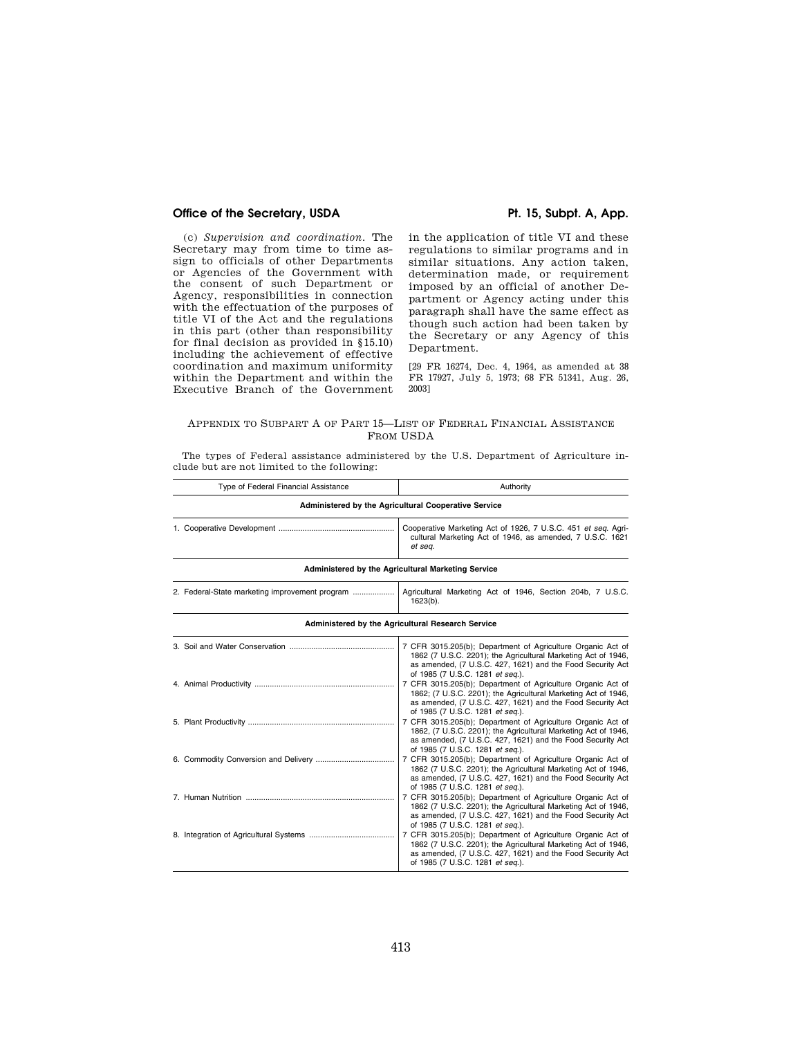(c) *Supervision and coordination.* The Secretary may from time to time assign to officials of other Departments or Agencies of the Government with the consent of such Department or Agency, responsibilities in connection with the effectuation of the purposes of title VI of the Act and the regulations in this part (other than responsibility for final decision as provided in §15.10) including the achievement of effective coordination and maximum uniformity within the Department and within the Executive Branch of the Government in the application of title VI and these regulations to similar programs and in similar situations. Any action taken, determination made, or requirement imposed by an official of another Department or Agency acting under this paragraph shall have the same effect as though such action had been taken by the Secretary or any Agency of this Department.

[29 FR 16274, Dec. 4, 1964, as amended at 38 FR 17927, July 5, 1973; 68 FR 51341, Aug. 26, 2003]

## Appendix to Subpart A of Part 15—List of Federal Financial Assistance From USDA

The types of Federal assistance administered by the U.S. Department of Agriculture include but are not limited to the following:

| Type of Federal Financial Assistance | Authority |
|---|---|
| **Administered by the Agricultural Cooperative Service** | |
| 1. Cooperative Development | Cooperative Marketing Act of 1926, 7 U.S.C. 451 *et seq.* Agricultural Marketing Act of 1946, as amended, 7 U.S.C. 1621 *et seq.* |
| **Administered by the Agricultural Marketing Service** | |
| 2. Federal-State marketing improvement program | Agricultural Marketing Act of 1946, Section 204b, 7 U.S.C. 1623(b). |
| **Administered by the Agricultural Research Service** | |
| 3. Soil and Water Conservation | 7 CFR 3015.205(b); Department of Agriculture Organic Act of 1862 (7 U.S.C. 2201); the Agricultural Marketing Act of 1946, as amended, (7 U.S.C. 427, 1621) and the Food Security Act of 1985 (7 U.S.C. 1281 *et seq.*). |
| 4. Animal Productivity | 7 CFR 3015.205(b); Department of Agriculture Organic Act of 1862; (7 U.S.C. 2201); the Agricultural Marketing Act of 1946, as amended, (7 U.S.C. 427, 1621) and the Food Security Act of 1985 (7 U.S.C. 1281 *et seq.*). |
| 5. Plant Productivity | 7 CFR 3015.205(b); Department of Agriculture Organic Act of 1862, (7 U.S.C. 2201); the Agricultural Marketing Act of 1946, as amended, (7 U.S.C. 427, 1621) and the Food Security Act of 1985 (7 U.S.C. 1281 *et seq.*). |
| 6. Commodity Conversion and Delivery | 7 CFR 3015.205(b); Department of Agriculture Organic Act of 1862 (7 U.S.C. 2201); the Agricultural Marketing Act of 1946, as amended, (7 U.S.C. 427, 1621) and the Food Security Act of 1985 (7 U.S.C. 1281 *et seq.*). |
| 7. Human Nutrition | 7 CFR 3015.205(b); Department of Agriculture Organic Act of 1862 (7 U.S.C. 2201); the Agricultural Marketing Act of 1946, as amended, (7 U.S.C. 427, 1621) and the Food Security Act of 1985 (7 U.S.C. 1281 *et seq.*). |
| 8. Integration of Agricultural Systems | 7 CFR 3015.205(b); Department of Agriculture Organic Act of 1862 (7 U.S.C. 2201); the Agricultural Marketing Act of 1946, as amended, (7 U.S.C. 427, 1621) and the Food Security Act of 1985 (7 U.S.C. 1281 *et seq.*). |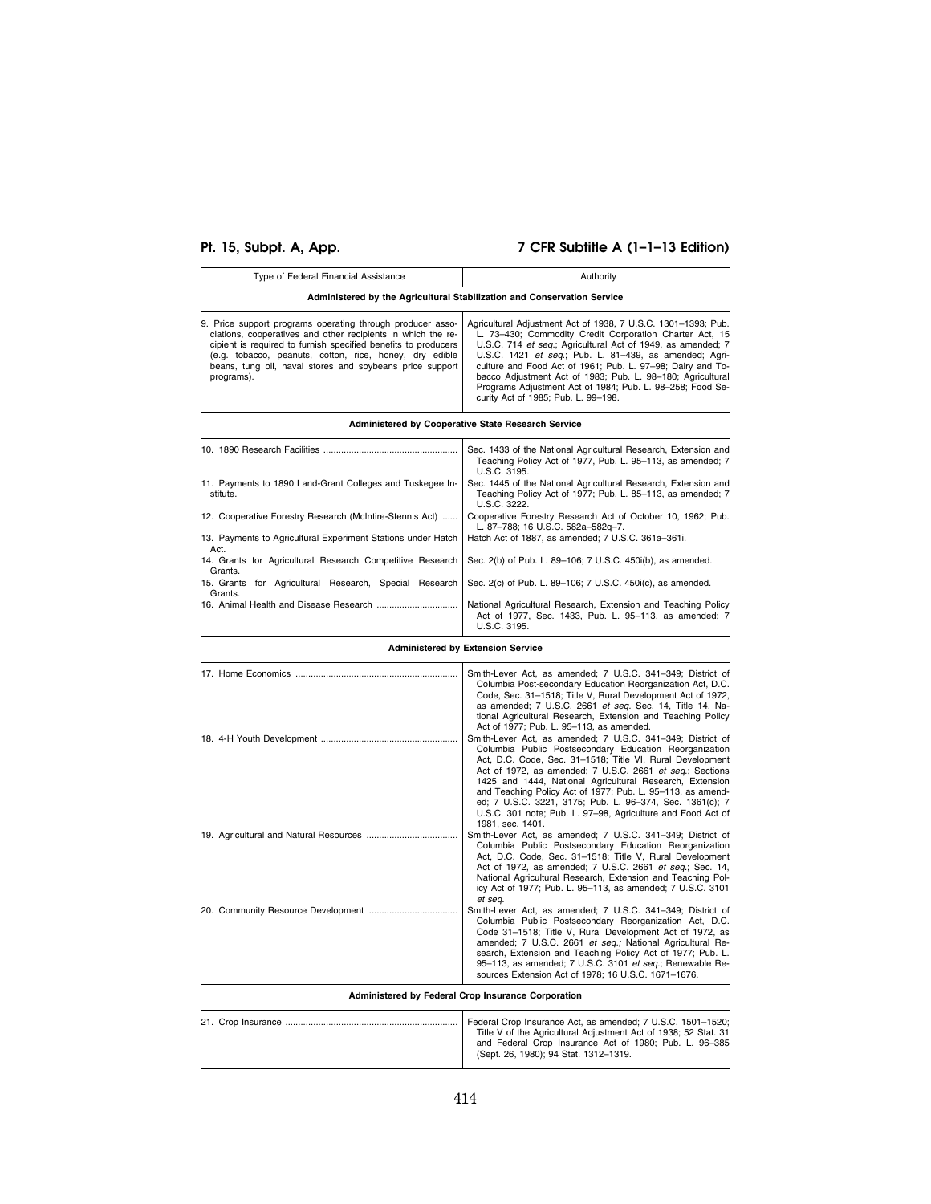| Type of Federal Financial Assistance | Authority |
| --- | --- |
| **Administered by the Agricultural Stabilization and Conservation Service** | |
| 9. Price support programs operating through producer associations, cooperatives and other recipients in which the recipient is required to furnish specified benefits to producers (e.g. tobacco, peanuts, cotton, rice, honey, dry edible beans, tung oil, naval stores and soybeans price support programs). | Agricultural Adjustment Act of 1938, 7 U.S.C. 1301–1393; Pub. L. 73–430; Commodity Credit Corporation Charter Act, 15 U.S.C. 714 *et seq.*; Agricultural Act of 1949, as amended; 7 U.S.C. 1421 *et seq.*; Pub. L. 81–439, as amended; Agriculture and Food Act of 1961; Pub. L. 97–98; Dairy and Tobacco Adjustment Act of 1983; Pub. L. 98–180; Agricultural Programs Adjustment Act of 1984; Pub. L. 98–258; Food Security Act of 1985; Pub. L. 99–198. |
| **Administered by Cooperative State Research Service** | |
| 10. 1890 Research Facilities | Sec. 1433 of the National Agricultural Research, Extension and Teaching Policy Act of 1977, Pub. L. 95–113, as amended; 7 U.S.C. 3195. |
| 11. Payments to 1890 Land-Grant Colleges and Tuskegee Institute. | Sec. 1445 of the National Agricultural Research, Extension and Teaching Policy Act of 1977; Pub. L. 85–113, as amended; 7 U.S.C. 3222. |
| 12. Cooperative Forestry Research (McIntire-Stennis Act) | Cooperative Forestry Research Act of October 10, 1962; Pub. L. 87–788; 16 U.S.C. 582a–582q–7. |
| 13. Payments to Agricultural Experiment Stations under Hatch Act. | Hatch Act of 1887, as amended; 7 U.S.C. 361a–361i. |
| 14. Grants for Agricultural Research Competitive Research Grants. | Sec. 2(b) of Pub. L. 89–106; 7 U.S.C. 450i(b), as amended. |
| 15. Grants for Agricultural Research, Special Research Grants. | Sec. 2(c) of Pub. L. 89–106; 7 U.S.C. 450i(c), as amended. |
| 16. Animal Health and Disease Research | National Agricultural Research, Extension and Teaching Policy Act of 1977, Sec. 1433, Pub. L. 95–113, as amended; 7 U.S.C. 3195. |
| **Administered by Extension Service** | |
| 17. Home Economics | Smith-Lever Act, as amended; 7 U.S.C. 341–349; District of Columbia Post-secondary Education Reorganization Act, D.C. Code, Sec. 31–1518; Title V, Rural Development Act of 1972, as amended; 7 U.S.C. 2661 *et seq.* Sec. 14, Title 14, National Agricultural Research, Extension and Teaching Policy Act of 1977; Pub. L. 95–113, as amended. |
| 18. 4-H Youth Development | Smith-Lever Act, as amended; 7 U.S.C. 341–349; District of Columbia Public Postsecondary Education Reorganization Act, D.C. Code, Sec. 31–1518; Title VI, Rural Development Act of 1972, as amended; 7 U.S.C. 2661 *et seq.*; Sections 1425 and 1444, National Agricultural Research, Extension and Teaching Policy Act of 1977; Pub. L. 95–113, as amended; 7 U.S.C. 3221, 3175; Pub. L. 96–374, Sec. 1361(c); 7 U.S.C. 301 note; Pub. L. 97–98, Agriculture and Food Act of 1981, sec. 1401. |
| 19. Agricultural and Natural Resources | Smith-Lever Act, as amended; 7 U.S.C. 341–349; District of Columbia Public Postsecondary Education Reorganization Act, D.C. Code, Sec. 31–1518; Title V, Rural Development Act of 1972, as amended; 7 U.S.C. 2661 *et seq.*; Sec. 14, National Agricultural Research, Extension and Teaching Policy Act of 1977; Pub. L. 95–113, as amended; 7 U.S.C. 3101 *et seq.* |
| 20. Community Resource Development | Smith-Lever Act, as amended; 7 U.S.C. 341–349; District of Columbia Public Postsecondary Reorganization Act, D.C. Code 31–1518; Title V, Rural Development Act of 1972, as amended; 7 U.S.C. 2661 *et seq.*; National Agricultural Research, Extension and Teaching Policy Act of 1977; Pub. L. 95–113, as amended; 7 U.S.C. 3101 *et seq.*; Renewable Resources Extension Act of 1978; 16 U.S.C. 1671–1676. |
| **Administered by Federal Crop Insurance Corporation** | |
| 21. Crop Insurance | Federal Crop Insurance Act, as amended; 7 U.S.C. 1501–1520; Title V of the Agricultural Adjustment Act of 1938; 52 Stat. 31 and Federal Crop Insurance Act of 1980; Pub. L. 96–385 (Sept. 26, 1980); 94 Stat. 1312–1319. |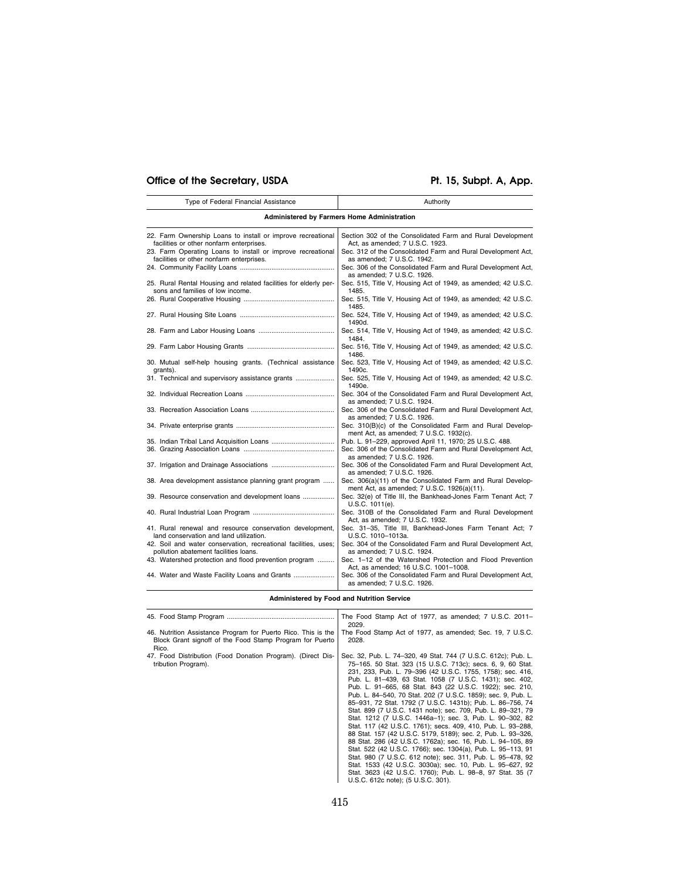| Type of Federal Financial Assistance | Authority |
| --- | --- |
| **Administered by Farmers Home Administration** | |
| 22. Farm Ownership Loans to install or improve recreational facilities or other nonfarm enterprises. | Section 302 of the Consolidated Farm and Rural Development Act, as amended; 7 U.S.C. 1923. |
| 23. Farm Operating Loans to install or improve recreational facilities or other nonfarm enterprises. | Sec. 312 of the Consolidated Farm and Rural Development Act, as amended; 7 U.S.C. 1942. |
| 24. Community Facility Loans | Sec. 306 of the Consolidated Farm and Rural Development Act, as amended; 7 U.S.C. 1926. |
| 25. Rural Rental Housing and related facilities for elderly persons and families of low income. | Sec. 515, Title V, Housing Act of 1949, as amended; 42 U.S.C. 1485. |
| 26. Rural Cooperative Housing | Sec. 515, Title V, Housing Act of 1949, as amended; 42 U.S.C. 1485. |
| 27. Rural Housing Site Loans | Sec. 524, Title V, Housing Act of 1949, as amended; 42 U.S.C. 1490d. |
| 28. Farm and Labor Housing Loans | Sec. 514, Title V, Housing Act of 1949, as amended; 42 U.S.C. 1484. |
| 29. Farm Labor Housing Grants | Sec. 516, Title V, Housing Act of 1949, as amended; 42 U.S.C. 1486. |
| 30. Mutual self-help housing grants. (Technical assistance grants). | Sec. 523, Title V, Housing Act of 1949, as amended; 42 U.S.C. 1490c. |
| 31. Technical and supervisory assistance grants | Sec. 525, Title V, Housing Act of 1949, as amended; 42 U.S.C. 1490e. |
| 32. Individual Recreation Loans | Sec. 304 of the Consolidated Farm and Rural Development Act, as amended; 7 U.S.C. 1924. |
| 33. Recreation Association Loans | Sec. 306 of the Consolidated Farm and Rural Development Act, as amended; 7 U.S.C. 1926. |
| 34. Private enterprise grants | Sec. 310(B)(c) of the Consolidated Farm and Rural Development Act, as amended; 7 U.S.C. 1932(c). |
| 35. Indian Tribal Land Acquisition Loans | Pub. L. 91–229, approved April 11, 1970; 25 U.S.C. 488. |
| 36. Grazing Association Loans | Sec. 306 of the Consolidated Farm and Rural Development Act, as amended; 7 U.S.C. 1926. |
| 37. Irrigation and Drainage Associations | Sec. 306 of the Consolidated Farm and Rural Development Act, as amended; 7 U.S.C. 1926. |
| 38. Area development assistance planning grant program | Sec. 306(a)(11) of the Consolidated Farm and Rural Development Act, as amended; 7 U.S.C. 1926(a)(11). |
| 39. Resource conservation and development loans | Sec. 32(e) of Title III, the Bankhead-Jones Farm Tenant Act; 7 U.S.C. 1011(e). |
| 40. Rural Industrial Loan Program | Sec. 310B of the Consolidated Farm and Rural Development Act, as amended; 7 U.S.C. 1932. |
| 41. Rural renewal and resource conservation development, land conservation and land utilization. | Sec. 31–35, Title III, Bankhead-Jones Farm Tenant Act; 7 U.S.C. 1010–1013a. |
| 42. Soil and water conservation, recreational facilities, uses; pollution abatement facilities loans. | Sec. 304 of the Consolidated Farm and Rural Development Act, as amended; 7 U.S.C. 1924. |
| 43. Watershed protection and flood prevention program | Sec. 1–12 of the Watershed Protection and Flood Prevention Act, as amended; 16 U.S.C. 1001–1008. |
| 44. Water and Waste Facility Loans and Grants | Sec. 306 of the Consolidated Farm and Rural Development Act, as amended; 7 U.S.C. 1926. |
| **Administered by Food and Nutrition Service** | |
| 45. Food Stamp Program | The Food Stamp Act of 1977, as amended; 7 U.S.C. 2011–2029. |
| 46. Nutrition Assistance Program for Puerto Rico. This is the Block Grant signoff of the Food Stamp Program for Puerto Rico. | The Food Stamp Act of 1977, as amended; Sec. 19, 7 U.S.C. 2028. |
| 47. Food Distribution (Food Donation Program). (Direct Distribution Program). | Sec. 32, Pub. L. 74–320, 49 Stat. 744 (7 U.S.C. 612c); Pub. L. 75–165. 50 Stat. 323 (15 U.S.C. 713c); secs. 6, 9, 60 Stat. 231, 233, Pub. L. 79–396 (42 U.S.C. 1755, 1758); sec. 416, Pub. L. 81–439, 63 Stat. 1058 (7 U.S.C. 1431); sec. 402, Pub. L. 91–665, 68 Stat. 843 (22 U.S.C. 1922); sec. 210, Pub. L. 84–540, 70 Stat. 202 (7 U.S.C. 1859); sec. 9, Pub. L. 85–931, 72 Stat. 1792 (7 U.S.C. 1431b); Pub. L. 86–756, 74 Stat. 899 (7 U.S.C. 1431 note); sec. 709, Pub. L. 89–321, 79 Stat. 1212 (7 U.S.C. 1446a–1); sec. 3, Pub. L. 90–302, 82 Stat. 117 (42 U.S.C. 1761); secs. 409, 410, Pub. L. 93–288, 88 Stat. 157 (42 U.S.C. 5179, 5189); sec. 2, Pub. L. 93–326, 88 Stat. 286 (42 U.S.C. 1762a); sec. 16, Pub. L. 94–105, 89 Stat. 522 (42 U.S.C. 1766); sec. 1304(a), Pub. L. 95–113, 91 Stat. 980 (7 U.S.C. 612 note); sec. 311, Pub. L. 95–478, 92 Stat. 1533 (42 U.S.C. 3030a); sec. 10, Pub. L. 95–627, 92 Stat. 3623 (42 U.S.C. 1760); Pub. L. 98–8, 97 Stat. 35 (7 U.S.C. 612c note); (5 U.S.C. 301). |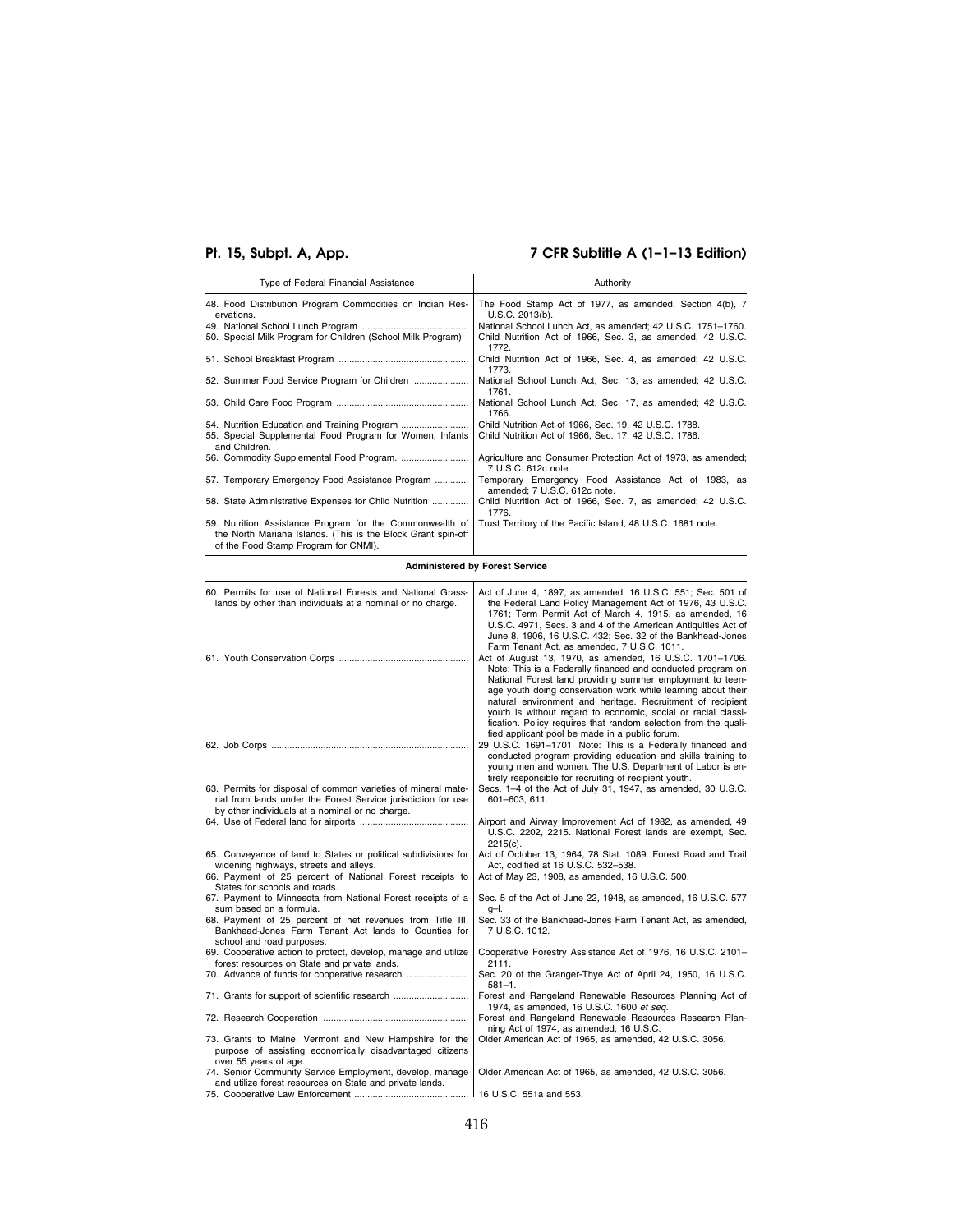| Type of Federal Financial Assistance | Authority |
|---|---|
| 48. Food Distribution Program Commodities on Indian Reservations. | The Food Stamp Act of 1977, as amended, Section 4(b), 7 U.S.C. 2013(b). |
| 49. National School Lunch Program | National School Lunch Act, as amended; 42 U.S.C. 1751–1760. |
| 50. Special Milk Program for Children (School Milk Program) | Child Nutrition Act of 1966, Sec. 3, as amended, 42 U.S.C. 1772. |
| 51. School Breakfast Program | Child Nutrition Act of 1966, Sec. 4, as amended; 42 U.S.C. 1773. |
| 52. Summer Food Service Program for Children | National School Lunch Act, Sec. 13, as amended; 42 U.S.C. 1761. |
| 53. Child Care Food Program | National School Lunch Act, Sec. 17, as amended; 42 U.S.C. 1766. |
| 54. Nutrition Education and Training Program | Child Nutrition Act of 1966, Sec. 19, 42 U.S.C. 1788. |
| 55. Special Supplemental Food Program for Women, Infants and Children. | Child Nutrition Act of 1966, Sec. 17, 42 U.S.C. 1786. |
| 56. Commodity Supplemental Food Program. | Agriculture and Consumer Protection Act of 1973, as amended; 7 U.S.C. 612c note. |
| 57. Temporary Emergency Food Assistance Program | Temporary Emergency Food Assistance Act of 1983, as amended; 7 U.S.C. 612c note. |
| 58. State Administrative Expenses for Child Nutrition | Child Nutrition Act of 1966, Sec. 7, as amended; 42 U.S.C. 1776. |
| 59. Nutrition Assistance Program for the Commonwealth of the North Mariana Islands. (This is the Block Grant spin-off of the Food Stamp Program for CNMI). | Trust Territory of the Pacific Island, 48 U.S.C. 1681 note. |
| **Administered by Forest Service** | |
| 60. Permits for use of National Forests and National Grasslands by other than individuals at a nominal or no charge. | Act of June 4, 1897, as amended, 16 U.S.C. 551; Sec. 501 of the Federal Land Policy Management Act of 1976, 43 U.S.C. 1761; Term Permit Act of March 4, 1915, as amended, 16 U.S.C. 4971, Secs. 3 and 4 of the American Antiquities Act of June 8, 1906, 16 U.S.C. 432; Sec. 32 of the Bankhead-Jones Farm Tenant Act, as amended, 7 U.S.C. 1011. |
| 61. Youth Conservation Corps | Act of August 13, 1970, as amended, 16 U.S.C. 1701–1706. Note: This is a Federally financed and conducted program on National Forest land providing summer employment to teenage youth doing conservation work while learning about their natural environment and heritage. Recruitment of recipient youth is without regard to economic, social or racial classification. Policy requires that random selection from the qualified applicant pool be made in a public forum. |
| 62. Job Corps | 29 U.S.C. 1691–1701. Note: This is a Federally financed and conducted program providing education and skills training to young men and women. The U.S. Department of Labor is entirely responsible for recruiting of recipient youth. |
| 63. Permits for disposal of common varieties of mineral material from lands under the Forest Service jurisdiction for use by other individuals at a nominal or no charge. | Secs. 1–4 of the Act of July 31, 1947, as amended, 30 U.S.C. 601–603, 611. |
| 64. Use of Federal land for airports | Airport and Airway Improvement Act of 1982, as amended, 49 U.S.C. 2202, 2215. National Forest lands are exempt, Sec. 2215(c). |
| 65. Conveyance of land to States or political subdivisions for widening highways, streets and alleys. | Act of October 13, 1964, 78 Stat. 1089. Forest Road and Trail Act, codified at 16 U.S.C. 532–538. |
| 66. Payment of 25 percent of National Forest receipts to States for schools and roads. | Act of May 23, 1908, as amended, 16 U.S.C. 500. |
| 67. Payment to Minnesota from National Forest receipts of a sum based on a formula. | Sec. 5 of the Act of June 22, 1948, as amended, 16 U.S.C. 577 g–l. |
| 68. Payment of 25 percent of net revenues from Title III, Bankhead-Jones Farm Tenant Act lands to Counties for school and road purposes. | Sec. 33 of the Bankhead-Jones Farm Tenant Act, as amended, 7 U.S.C. 1012. |
| 69. Cooperative action to protect, develop, manage and utilize forest resources on State and private lands. | Cooperative Forestry Assistance Act of 1976, 16 U.S.C. 2101–2111. |
| 70. Advance of funds for cooperative research | Sec. 20 of the Granger-Thye Act of April 24, 1950, 16 U.S.C. 581–1. |
| 71. Grants for support of scientific research | Forest and Rangeland Renewable Resources Planning Act of 1974, as amended, 16 U.S.C. 1600 *et seq.* |
| 72. Research Cooperation | Forest and Rangeland Renewable Resources Research Planning Act of 1974, as amended, 16 U.S.C. |
| 73. Grants to Maine, Vermont and New Hampshire for the purpose of assisting economically disadvantaged citizens over 55 years of age. | Older American Act of 1965, as amended, 42 U.S.C. 3056. |
| 74. Senior Community Service Employment, develop, manage and utilize forest resources on State and private lands. | Older American Act of 1965, as amended, 42 U.S.C. 3056. |
| 75. Cooperative Law Enforcement | 16 U.S.C. 551a and 553. |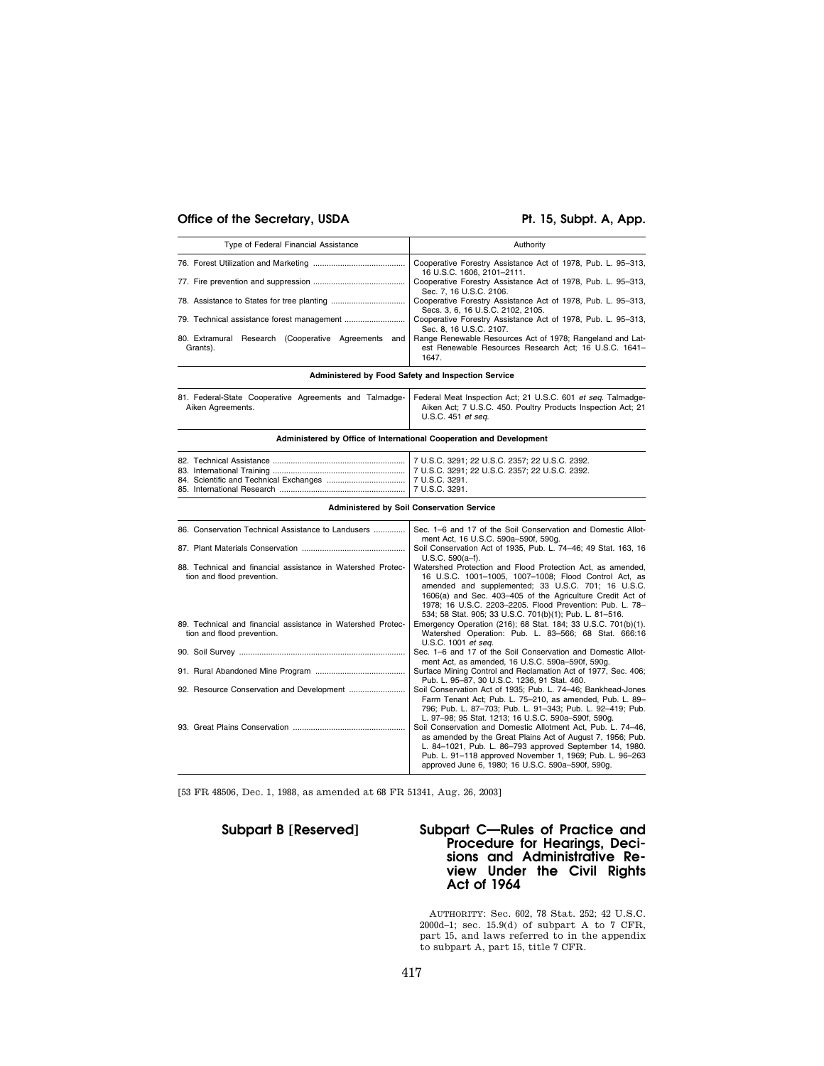| Type of Federal Financial Assistance | Authority |
|---|---|
| 76. Forest Utilization and Marketing | Cooperative Forestry Assistance Act of 1978, Pub. L. 95–313, 16 U.S.C. 1606, 2101–2111. |
| 77. Fire prevention and suppression | Cooperative Forestry Assistance Act of 1978, Pub. L. 95–313, Sec. 7, 16 U.S.C. 2106. |
| 78. Assistance to States for tree planting | Cooperative Forestry Assistance Act of 1978, Pub. L. 95–313, Secs. 3, 6, 16 U.S.C. 2102, 2105. |
| 79. Technical assistance forest management | Cooperative Forestry Assistance Act of 1978, Pub. L. 95–313, Sec. 8, 16 U.S.C. 2107. |
| 80. Extramural Research (Cooperative Agreements and Grants). | Range Renewable Resources Act of 1978; Rangeland and Latest Renewable Resources Research Act; 16 U.S.C. 1641–1647. |
| **Administered by Food Safety and Inspection Service** | |
| 81. Federal-State Cooperative Agreements and Talmadge-Aiken Agreements. | Federal Meat Inspection Act; 21 U.S.C. 601 *et seq.* Talmadge-Aiken Act; 7 U.S.C. 450. Poultry Products Inspection Act; 21 U.S.C. 451 *et seq.* |
| **Administered by Office of International Cooperation and Development** | |
| 82. Technical Assistance | 7 U.S.C. 3291; 22 U.S.C. 2357; 22 U.S.C. 2392. |
| 83. International Training | 7 U.S.C. 3291; 22 U.S.C. 2357; 22 U.S.C. 2392. |
| 84. Scientific and Technical Exchanges | 7 U.S.C. 3291. |
| 85. International Research | 7 U.S.C. 3291. |
| **Administered by Soil Conservation Service** | |
| 86. Conservation Technical Assistance to Landusers | Sec. 1–6 and 17 of the Soil Conservation and Domestic Allotment Act, 16 U.S.C. 590a–590f, 590g. |
| 87. Plant Materials Conservation | Soil Conservation Act of 1935, Pub. L. 74–46; 49 Stat. 163, 16 U.S.C. 590(a–f). |
| 88. Technical and financial assistance in Watershed Protection and flood prevention. | Watershed Protection and Flood Protection Act, as amended, 16 U.S.C. 1001–1005, 1007–1008; Flood Control Act, as amended and supplemented; 33 U.S.C. 701; 16 U.S.C. 1606(a) and Sec. 403–405 of the Agriculture Credit Act of 1978; 16 U.S.C. 2203–2205. Flood Prevention: Pub. L. 78–534; 58 Stat. 905; 33 U.S.C. 701(b)(1); Pub. L. 81–516. |
| 89. Technical and financial assistance in Watershed Protection and flood prevention. | Emergency Operation (216); 68 Stat. 184; 33 U.S.C. 701(b)(1). Watershed Operation: Pub. L. 83–566; 68 Stat. 666:16 U.S.C. 1001 *et seq.* |
| 90. Soil Survey | Sec. 1–6 and 17 of the Soil Conservation and Domestic Allotment Act, as amended, 16 U.S.C. 590a–590f, 590g. |
| 91. Rural Abandoned Mine Program | Surface Mining Control and Reclamation Act of 1977, Sec. 406; Pub. L. 95–87, 30 U.S.C. 1236, 91 Stat. 460. |
| 92. Resource Conservation and Development | Soil Conservation Act of 1935; Pub. L. 74–46; Bankhead-Jones Farm Tenant Act; Pub. L. 75–210, as amended, Pub. L. 89–796; Pub. L. 87–703; Pub. L. 91–343; Pub. L. 92–419; Pub. L. 97–98; 95 Stat. 1213; 16 U.S.C. 590a–590f, 590g. |
| 93. Great Plains Conservation | Soil Conservation and Domestic Allotment Act, Pub. L. 74–46, as amended by the Great Plains Act of August 7, 1956; Pub. L. 84–1021, Pub. L. 86–793 approved September 14, 1980. Pub. L. 91–118 approved November 1, 1969; Pub. L. 96–263 approved June 6, 1980; 16 U.S.C. 590a–590f, 590g. |

[53 FR 48506, Dec. 1, 1988, as amended at 68 FR 51341, Aug. 26, 2003]

## Subpart B [Reserved]

## Subpart C—Rules of Practice and Procedure for Hearings, Decisions and Administrative Review Under the Civil Rights Act of 1964

AUTHORITY: Sec. 602, 78 Stat. 252; 42 U.S.C. 2000d–1; sec. 15.9(d) of subpart A to 7 CFR, part 15, and laws referred to in the appendix to subpart A, part 15, title 7 CFR.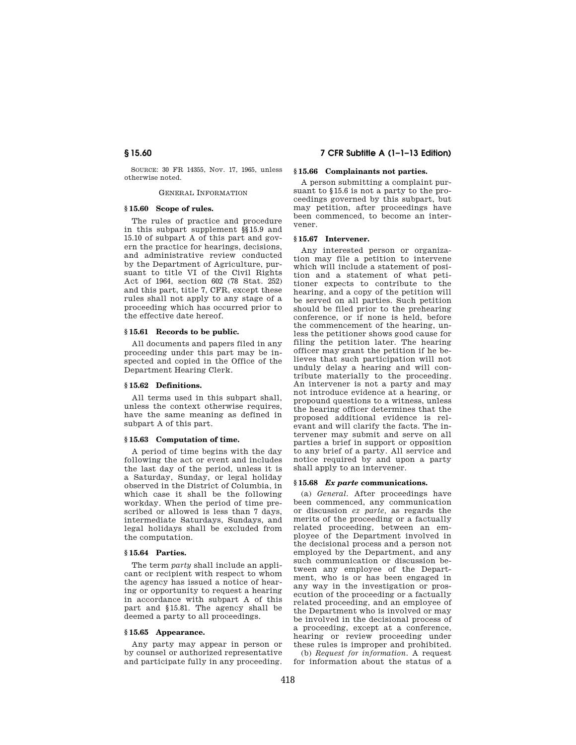SOURCE: 30 FR 14355, Nov. 17, 1965, unless otherwise noted.

GENERAL INFORMATION

### § 15.60 Scope of rules.

The rules of practice and procedure in this subpart supplement §§ 15.9 and 15.10 of subpart A of this part and govern the practice for hearings, decisions, and administrative review conducted by the Department of Agriculture, pursuant to title VI of the Civil Rights Act of 1964, section 602 (78 Stat. 252) and this part, title 7, CFR, except these rules shall not apply to any stage of a proceeding which has occurred prior to the effective date hereof.

### § 15.61 Records to be public.

All documents and papers filed in any proceeding under this part may be inspected and copied in the Office of the Department Hearing Clerk.

### § 15.62 Definitions.

All terms used in this subpart shall, unless the context otherwise requires, have the same meaning as defined in subpart A of this part.

### § 15.63 Computation of time.

A period of time begins with the day following the act or event and includes the last day of the period, unless it is a Saturday, Sunday, or legal holiday observed in the District of Columbia, in which case it shall be the following workday. When the period of time prescribed or allowed is less than 7 days, intermediate Saturdays, Sundays, and legal holidays shall be excluded from the computation.

### § 15.64 Parties.

The term *party* shall include an applicant or recipient with respect to whom the agency has issued a notice of hearing or opportunity to request a hearing in accordance with subpart A of this part and § 15.81. The agency shall be deemed a party to all proceedings.

### § 15.65 Appearance.

Any party may appear in person or by counsel or authorized representative and participate fully in any proceeding.

### § 15.66 Complainants not parties.

A person submitting a complaint pursuant to § 15.6 is not a party to the proceedings governed by this subpart, but may petition, after proceedings have been commenced, to become an intervener.

### § 15.67 Intervener.

Any interested person or organization may file a petition to intervene which will include a statement of position and a statement of what petitioner expects to contribute to the hearing, and a copy of the petition will be served on all parties. Such petition should be filed prior to the prehearing conference, or if none is held, before the commencement of the hearing, unless the petitioner shows good cause for filing the petition later. The hearing officer may grant the petition if he believes that such participation will not unduly delay a hearing and will contribute materially to the proceeding. An intervener is not a party and may not introduce evidence at a hearing, or propound questions to a witness, unless the hearing officer determines that the proposed additional evidence is relevant and will clarify the facts. The intervener may submit and serve on all parties a brief in support or opposition to any brief of a party. All service and notice required by and upon a party shall apply to an intervener.

### § 15.68 *Ex parte* communications.

(a) *General.* After proceedings have been commenced, any communication or discussion *ex parte*, as regards the merits of the proceeding or a factually related proceeding, between an employee of the Department involved in the decisional process and a person not employed by the Department, and any such communication or discussion between any employee of the Department, who is or has been engaged in any way in the investigation or prosecution of the proceeding or a factually related proceeding, and an employee of the Department who is involved or may be involved in the decisional process of a proceeding, except at a conference, hearing or review proceeding under these rules is improper and prohibited.

(b) *Request for information.* A request for information about the status of a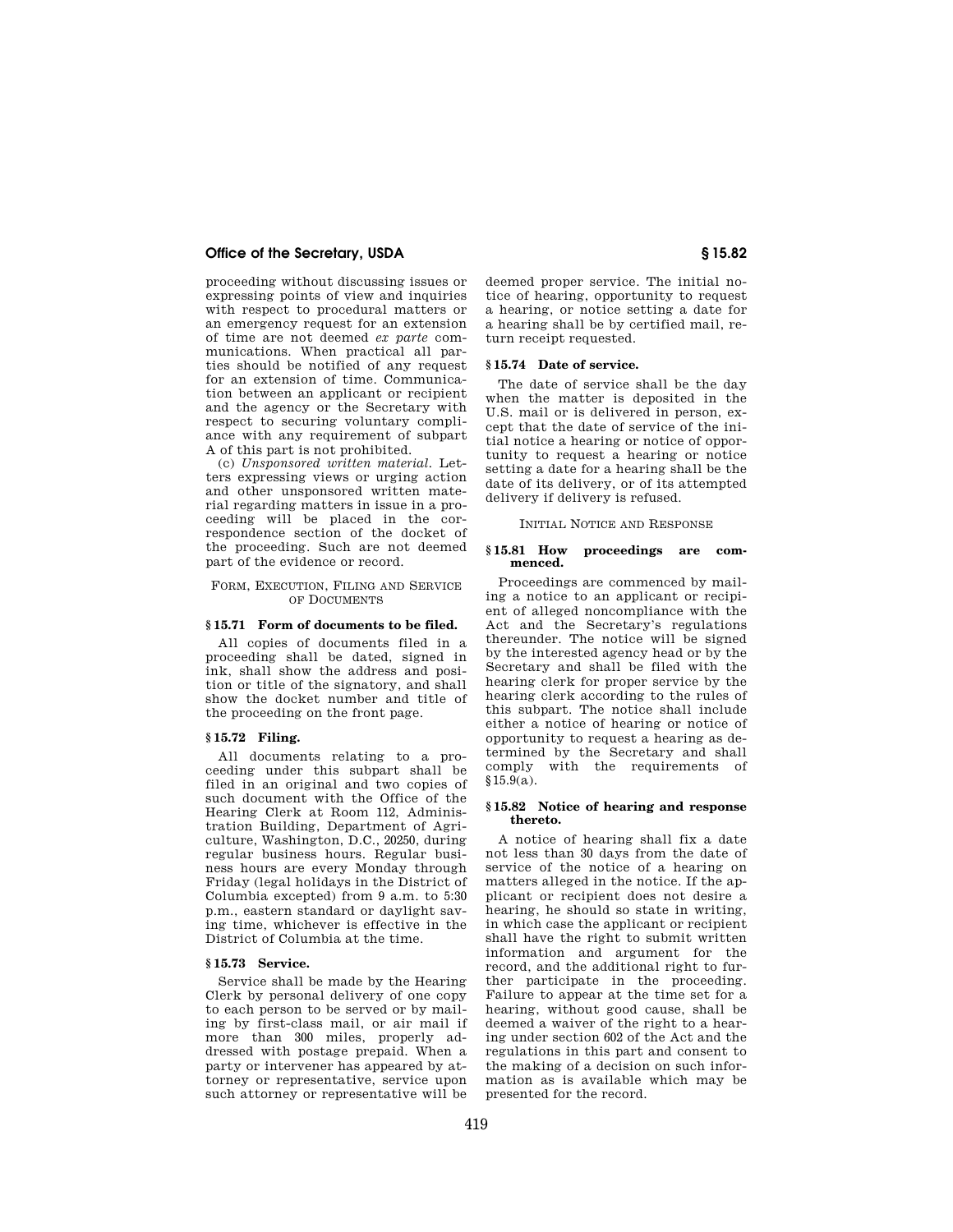proceeding without discussing issues or expressing points of view and inquiries with respect to procedural matters or an emergency request for an extension of time are not deemed *ex parte* communications. When practical all parties should be notified of any request for an extension of time. Communication between an applicant or recipient and the agency or the Secretary with respect to securing voluntary compliance with any requirement of subpart A of this part is not prohibited.

(c) *Unsponsored written material.* Letters expressing views or urging action and other unsponsored written material regarding matters in issue in a proceeding will be placed in the correspondence section of the docket of the proceeding. Such are not deemed part of the evidence or record.

FORM, EXECUTION, FILING AND SERVICE OF DOCUMENTS

### § 15.71 Form of documents to be filed.

All copies of documents filed in a proceeding shall be dated, signed in ink, shall show the address and position or title of the signatory, and shall show the docket number and title of the proceeding on the front page.

### § 15.72 Filing.

All documents relating to a proceeding under this subpart shall be filed in an original and two copies of such document with the Office of the Hearing Clerk at Room 112, Administration Building, Department of Agriculture, Washington, D.C., 20250, during regular business hours. Regular business hours are every Monday through Friday (legal holidays in the District of Columbia excepted) from 9 a.m. to 5:30 p.m., eastern standard or daylight saving time, whichever is effective in the District of Columbia at the time.

### § 15.73 Service.

Service shall be made by the Hearing Clerk by personal delivery of one copy to each person to be served or by mailing by first-class mail, or air mail if more than 300 miles, properly addressed with postage prepaid. When a party or intervener has appeared by attorney or representative, service upon such attorney or representative will be deemed proper service. The initial notice of hearing, opportunity to request a hearing, or notice setting a date for a hearing shall be by certified mail, return receipt requested.

### § 15.74 Date of service.

The date of service shall be the day when the matter is deposited in the U.S. mail or is delivered in person, except that the date of service of the initial notice a hearing or notice of opportunity to request a hearing or notice setting a date for a hearing shall be the date of its delivery, or of its attempted delivery if delivery is refused.

INITIAL NOTICE AND RESPONSE

### § 15.81 How proceedings are commenced.

Proceedings are commenced by mailing a notice to an applicant or recipient of alleged noncompliance with the Act and the Secretary's regulations thereunder. The notice will be signed by the interested agency head or by the Secretary and shall be filed with the hearing clerk for proper service by the hearing clerk according to the rules of this subpart. The notice shall include either a notice of hearing or notice of opportunity to request a hearing as determined by the Secretary and shall comply with the requirements of §15.9(a).

### § 15.82 Notice of hearing and response thereto.

A notice of hearing shall fix a date not less than 30 days from the date of service of the notice of a hearing on matters alleged in the notice. If the applicant or recipient does not desire a hearing, he should so state in writing, in which case the applicant or recipient shall have the right to submit written information and argument for the record, and the additional right to further participate in the proceeding. Failure to appear at the time set for a hearing, without good cause, shall be deemed a waiver of the right to a hearing under section 602 of the Act and the regulations in this part and consent to the making of a decision on such information as is available which may be presented for the record.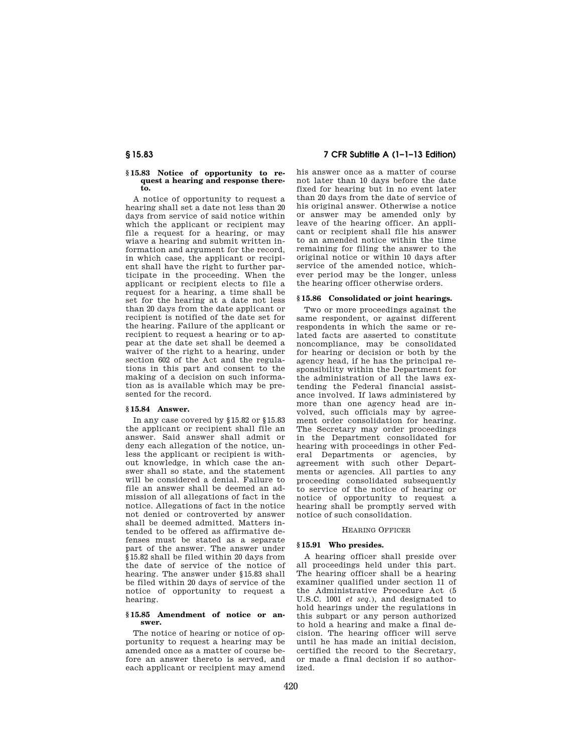### § 15.83 Notice of opportunity to request a hearing and response thereto.

A notice of opportunity to request a hearing shall set a date not less than 20 days from service of said notice within which the applicant or recipient may file a request for a hearing, or may wiave a hearing and submit written information and argument for the record, in which case, the applicant or recipient shall have the right to further participate in the proceeding. When the applicant or recipient elects to file a request for a hearing, a time shall be set for the hearing at a date not less than 20 days from the date applicant or recipient is notified of the date set for the hearing. Failure of the applicant or recipient to request a hearing or to appear at the date set shall be deemed a waiver of the right to a hearing, under section 602 of the Act and the regulations in this part and consent to the making of a decision on such information as is available which may be presented for the record.

### § 15.84 Answer.

In any case covered by § 15.82 or § 15.83 the applicant or recipient shall file an answer. Said answer shall admit or deny each allegation of the notice, unless the applicant or recipient is without knowledge, in which case the answer shall so state, and the statement will be considered a denial. Failure to file an answer shall be deemed an admission of all allegations of fact in the notice. Allegations of fact in the notice not denied or controverted by answer shall be deemed admitted. Matters intended to be offered as affirmative defenses must be stated as a separate part of the answer. The answer under § 15.82 shall be filed within 20 days from the date of service of the notice of hearing. The answer under § 15.83 shall be filed within 20 days of service of the notice of opportunity to request a hearing.

### § 15.85 Amendment of notice or answer.

The notice of hearing or notice of opportunity to request a hearing may be amended once as a matter of course before an answer thereto is served, and each applicant or recipient may amend his answer once as a matter of course not later than 10 days before the date fixed for hearing but in no event later than 20 days from the date of service of his original answer. Otherwise a notice or answer may be amended only by leave of the hearing officer. An applicant or recipient shall file his answer to an amended notice within the time remaining for filing the answer to the original notice or within 10 days after service of the amended notice, whichever period may be the longer, unless the hearing officer otherwise orders.

### § 15.86 Consolidated or joint hearings.

Two or more proceedings against the same respondent, or against different respondents in which the same or related facts are asserted to constitute noncompliance, may be consolidated for hearing or decision or both by the agency head, if he has the principal responsibility within the Department for the administration of all the laws extending the Federal financial assistance involved. If laws administered by more than one agency head are involved, such officials may by agreement order consolidation for hearing. The Secretary may order proceedings in the Department consolidated for hearing with proceedings in other Federal Departments or agencies, by agreement with such other Departments or agencies. All parties to any proceeding consolidated subsequently to service of the notice of hearing or notice of opportunity to request a hearing shall be promptly served with notice of such consolidation.

## HEARING OFFICER

### § 15.91 Who presides.

A hearing officer shall preside over all proceedings held under this part. The hearing officer shall be a hearing examiner qualified under section 11 of the Administrative Procedure Act (5 U.S.C. 1001 *et seq.*), and designated to hold hearings under the regulations in this subpart or any person authorized to hold a hearing and make a final decision. The hearing officer will serve until he has made an initial decision, certified the record to the Secretary, or made a final decision if so authorized.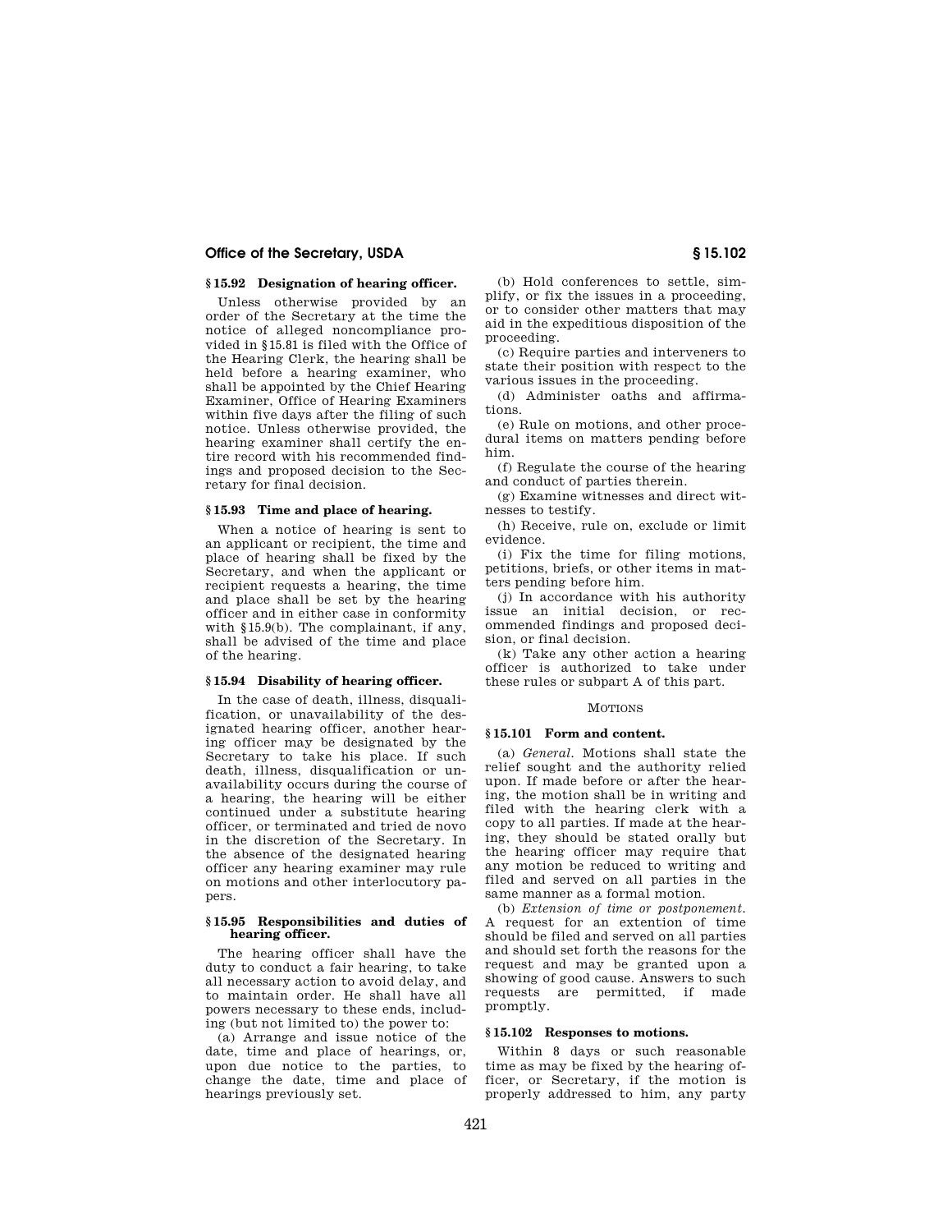### § 15.92 Designation of hearing officer.

Unless otherwise provided by an order of the Secretary at the time the notice of alleged noncompliance provided in §15.81 is filed with the Office of the Hearing Clerk, the hearing shall be held before a hearing examiner, who shall be appointed by the Chief Hearing Examiner, Office of Hearing Examiners within five days after the filing of such notice. Unless otherwise provided, the hearing examiner shall certify the entire record with his recommended findings and proposed decision to the Secretary for final decision.

### § 15.93 Time and place of hearing.

When a notice of hearing is sent to an applicant or recipient, the time and place of hearing shall be fixed by the Secretary, and when the applicant or recipient requests a hearing, the time and place shall be set by the hearing officer and in either case in conformity with §15.9(b). The complainant, if any, shall be advised of the time and place of the hearing.

### § 15.94 Disability of hearing officer.

In the case of death, illness, disqualification, or unavailability of the designated hearing officer, another hearing officer may be designated by the Secretary to take his place. If such death, illness, disqualification or unavailability occurs during the course of a hearing, the hearing will be either continued under a substitute hearing officer, or terminated and tried de novo in the discretion of the Secretary. In the absence of the designated hearing officer any hearing examiner may rule on motions and other interlocutory papers.

### § 15.95 Responsibilities and duties of hearing officer.

The hearing officer shall have the duty to conduct a fair hearing, to take all necessary action to avoid delay, and to maintain order. He shall have all powers necessary to these ends, including (but not limited to) the power to:

(a) Arrange and issue notice of the date, time and place of hearings, or, upon due notice to the parties, to change the date, time and place of hearings previously set.

(b) Hold conferences to settle, simplify, or fix the issues in a proceeding, or to consider other matters that may aid in the expeditious disposition of the proceeding.

(c) Require parties and interveners to state their position with respect to the various issues in the proceeding.

(d) Administer oaths and affirmations.

(e) Rule on motions, and other procedural items on matters pending before him.

(f) Regulate the course of the hearing and conduct of parties therein.

(g) Examine witnesses and direct witnesses to testify.

(h) Receive, rule on, exclude or limit evidence.

(i) Fix the time for filing motions, petitions, briefs, or other items in matters pending before him.

(j) In accordance with his authority issue an initial decision, or recommended findings and proposed decision, or final decision.

(k) Take any other action a hearing officer is authorized to take under these rules or subpart A of this part.

MOTIONS

### § 15.101 Form and content.

(a) *General.* Motions shall state the relief sought and the authority relied upon. If made before or after the hearing, the motion shall be in writing and filed with the hearing clerk with a copy to all parties. If made at the hearing, they should be stated orally but the hearing officer may require that any motion be reduced to writing and filed and served on all parties in the same manner as a formal motion.

(b) *Extension of time or postponement.* A request for an extention of time should be filed and served on all parties and should set forth the reasons for the request and may be granted upon a showing of good cause. Answers to such requests are permitted, if made promptly.

### § 15.102 Responses to motions.

Within 8 days or such reasonable time as may be fixed by the hearing officer, or Secretary, if the motion is properly addressed to him, any party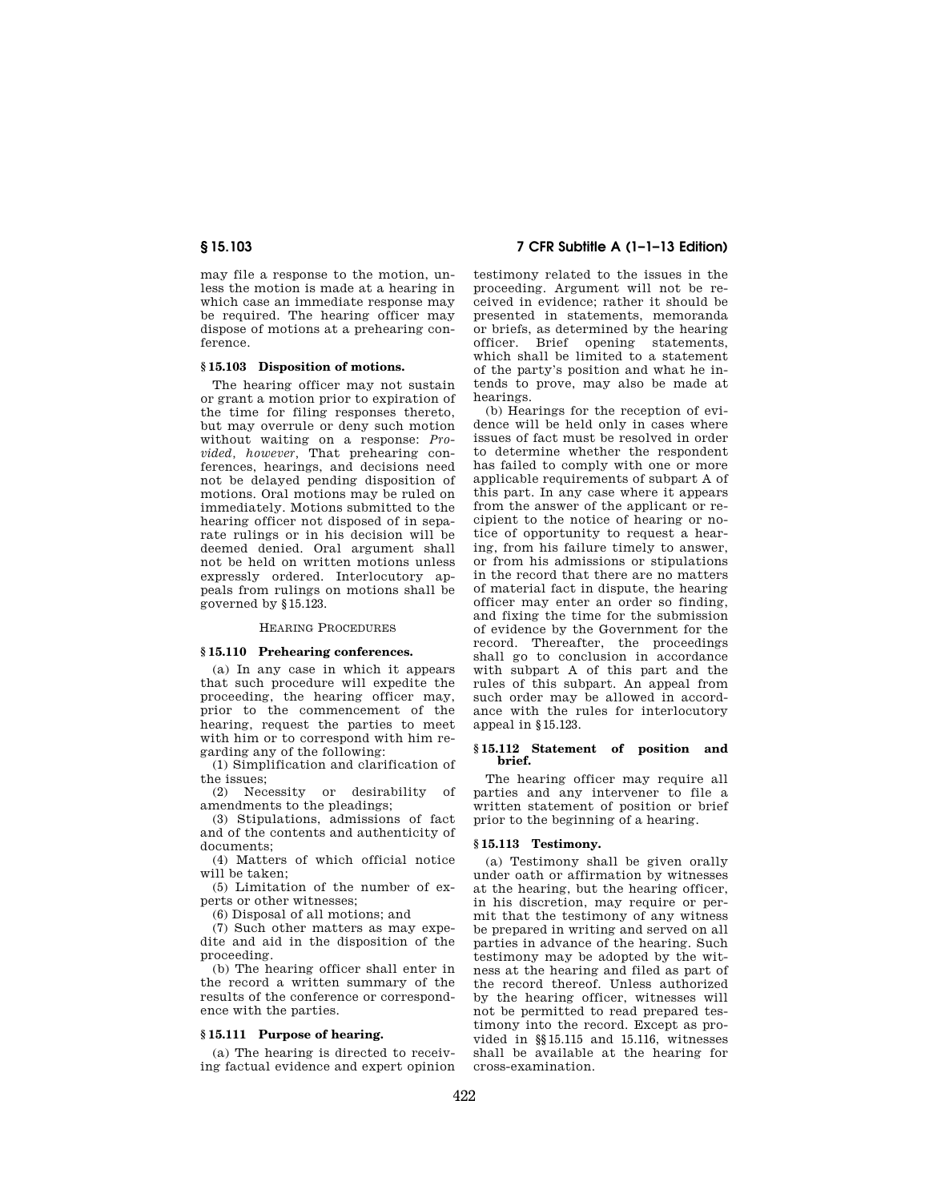may file a response to the motion, unless the motion is made at a hearing in which case an immediate response may be required. The hearing officer may dispose of motions at a prehearing conference.

### § 15.103 Disposition of motions.

The hearing officer may not sustain or grant a motion prior to expiration of the time for filing responses thereto, but may overrule or deny such motion without waiting on a response: *Provided, however,* That prehearing conferences, hearings, and decisions need not be delayed pending disposition of motions. Oral motions may be ruled on immediately. Motions submitted to the hearing officer not disposed of in separate rulings or in his decision will be deemed denied. Oral argument shall not be held on written motions unless expressly ordered. Interlocutory appeals from rulings on motions shall be governed by § 15.123.

## HEARING PROCEDURES

### § 15.110 Prehearing conferences.

(a) In any case in which it appears that such procedure will expedite the proceeding, the hearing officer may, prior to the commencement of the hearing, request the parties to meet with him or to correspond with him regarding any of the following:

(1) Simplification and clarification of the issues;

(2) Necessity or desirability of amendments to the pleadings;

(3) Stipulations, admissions of fact and of the contents and authenticity of documents;

(4) Matters of which official notice will be taken;

(5) Limitation of the number of experts or other witnesses;

(6) Disposal of all motions; and

(7) Such other matters as may expedite and aid in the disposition of the proceeding.

(b) The hearing officer shall enter in the record a written summary of the results of the conference or correspondence with the parties.

### § 15.111 Purpose of hearing.

(a) The hearing is directed to receiving factual evidence and expert opinion testimony related to the issues in the proceeding. Argument will not be received in evidence; rather it should be presented in statements, memoranda or briefs, as determined by the hearing officer. Brief opening statements, which shall be limited to a statement of the party's position and what he intends to prove, may also be made at hearings.

(b) Hearings for the reception of evidence will be held only in cases where issues of fact must be resolved in order to determine whether the respondent has failed to comply with one or more applicable requirements of subpart A of this part. In any case where it appears from the answer of the applicant or recipient to the notice of hearing or notice of opportunity to request a hearing, from his failure timely to answer, or from his admissions or stipulations in the record that there are no matters of material fact in dispute, the hearing officer may enter an order so finding, and fixing the time for the submission of evidence by the Government for the record. Thereafter, the proceedings shall go to conclusion in accordance with subpart A of this part and the rules of this subpart. An appeal from such order may be allowed in accordance with the rules for interlocutory appeal in § 15.123.

### § 15.112 Statement of position and brief.

The hearing officer may require all parties and any intervener to file a written statement of position or brief prior to the beginning of a hearing.

### § 15.113 Testimony.

(a) Testimony shall be given orally under oath or affirmation by witnesses at the hearing, but the hearing officer, in his discretion, may require or permit that the testimony of any witness be prepared in writing and served on all parties in advance of the hearing. Such testimony may be adopted by the witness at the hearing and filed as part of the record thereof. Unless authorized by the hearing officer, witnesses will not be permitted to read prepared testimony into the record. Except as provided in §§ 15.115 and 15.116, witnesses shall be available at the hearing for cross-examination.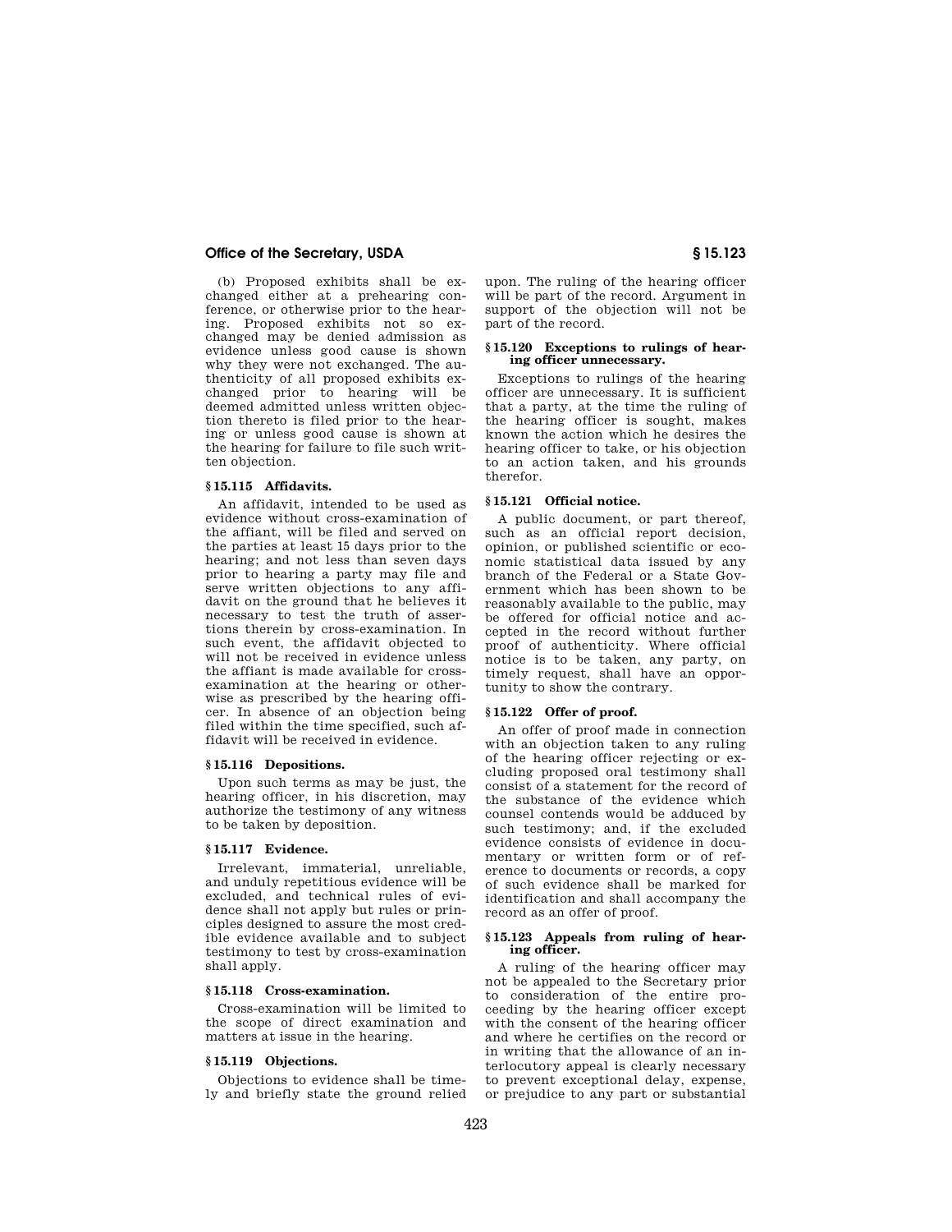(b) Proposed exhibits shall be exchanged either at a prehearing conference, or otherwise prior to the hearing. Proposed exhibits not so exchanged may be denied admission as evidence unless good cause is shown why they were not exchanged. The authenticity of all proposed exhibits exchanged prior to hearing will be deemed admitted unless written objection thereto is filed prior to the hearing or unless good cause is shown at the hearing for failure to file such written objection.

### § 15.115 Affidavits.

An affidavit, intended to be used as evidence without cross-examination of the affiant, will be filed and served on the parties at least 15 days prior to the hearing; and not less than seven days prior to hearing a party may file and serve written objections to any affidavit on the ground that he believes it necessary to test the truth of assertions therein by cross-examination. In such event, the affidavit objected to will not be received in evidence unless the affiant is made available for cross-examination at the hearing or otherwise as prescribed by the hearing officer. In absence of an objection being filed within the time specified, such affidavit will be received in evidence.

### § 15.116 Depositions.

Upon such terms as may be just, the hearing officer, in his discretion, may authorize the testimony of any witness to be taken by deposition.

### § 15.117 Evidence.

Irrelevant, immaterial, unreliable, and unduly repetitious evidence will be excluded, and technical rules of evidence shall not apply but rules or principles designed to assure the most credible evidence available and to subject testimony to test by cross-examination shall apply.

### § 15.118 Cross-examination.

Cross-examination will be limited to the scope of direct examination and matters at issue in the hearing.

### § 15.119 Objections.

Objections to evidence shall be timely and briefly state the ground relied upon. The ruling of the hearing officer will be part of the record. Argument in support of the objection will not be part of the record.

### § 15.120 Exceptions to rulings of hearing officer unnecessary.

Exceptions to rulings of the hearing officer are unnecessary. It is sufficient that a party, at the time the ruling of the hearing officer is sought, makes known the action which he desires the hearing officer to take, or his objection to an action taken, and his grounds therefor.

### § 15.121 Official notice.

A public document, or part thereof, such as an official report decision, opinion, or published scientific or economic statistical data issued by any branch of the Federal or a State Government which has been shown to be reasonably available to the public, may be offered for official notice and accepted in the record without further proof of authenticity. Where official notice is to be taken, any party, on timely request, shall have an opportunity to show the contrary.

### § 15.122 Offer of proof.

An offer of proof made in connection with an objection taken to any ruling of the hearing officer rejecting or excluding proposed oral testimony shall consist of a statement for the record of the substance of the evidence which counsel contends would be adduced by such testimony; and, if the excluded evidence consists of evidence in documentary or written form or of reference to documents or records, a copy of such evidence shall be marked for identification and shall accompany the record as an offer of proof.

### § 15.123 Appeals from ruling of hearing officer.

A ruling of the hearing officer may not be appealed to the Secretary prior to consideration of the entire proceeding by the hearing officer except with the consent of the hearing officer and where he certifies on the record or in writing that the allowance of an interlocutory appeal is clearly necessary to prevent exceptional delay, expense, or prejudice to any part or substantial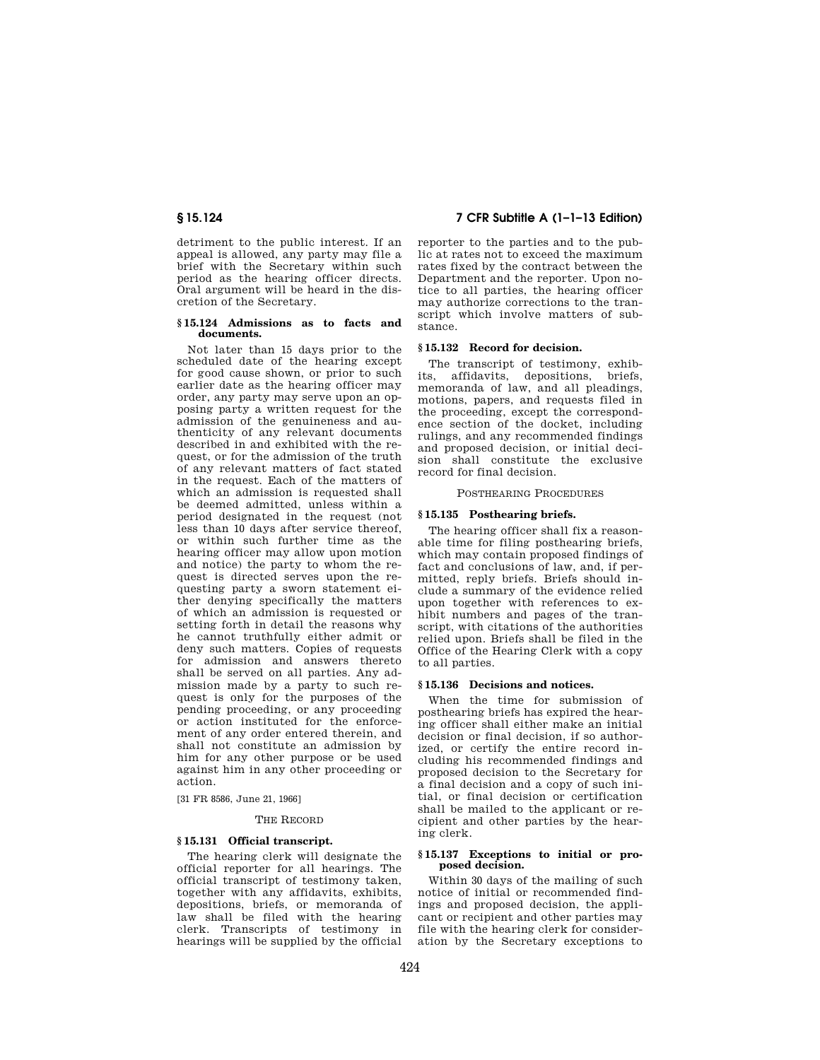detriment to the public interest. If an appeal is allowed, any party may file a brief with the Secretary within such period as the hearing officer directs. Oral argument will be heard in the discretion of the Secretary.

### § 15.124 Admissions as to facts and documents.

Not later than 15 days prior to the scheduled date of the hearing except for good cause shown, or prior to such earlier date as the hearing officer may order, any party may serve upon an opposing party a written request for the admission of the genuineness and authenticity of any relevant documents described in and exhibited with the request, or for the admission of the truth of any relevant matters of fact stated in the request. Each of the matters of which an admission is requested shall be deemed admitted, unless within a period designated in the request (not less than 10 days after service thereof, or within such further time as the hearing officer may allow upon motion and notice) the party to whom the request is directed serves upon the requesting party a sworn statement either denying specifically the matters of which an admission is requested or setting forth in detail the reasons why he cannot truthfully either admit or deny such matters. Copies of requests for admission and answers thereto shall be served on all parties. Any admission made by a party to such request is only for the purposes of the pending proceeding, or any proceeding or action instituted for the enforcement of any order entered therein, and shall not constitute an admission by him for any other purpose or be used against him in any other proceeding or action.

[31 FR 8586, June 21, 1966]

## THE RECORD

### § 15.131 Official transcript.

The hearing clerk will designate the official reporter for all hearings. The official transcript of testimony taken, together with any affidavits, exhibits, depositions, briefs, or memoranda of law shall be filed with the hearing clerk. Transcripts of testimony in hearings will be supplied by the official reporter to the parties and to the public at rates not to exceed the maximum rates fixed by the contract between the Department and the reporter. Upon notice to all parties, the hearing officer may authorize corrections to the transcript which involve matters of substance.

### § 15.132 Record for decision.

The transcript of testimony, exhibits, affidavits, depositions, briefs, memoranda of law, and all pleadings, motions, papers, and requests filed in the proceeding, except the correspondence section of the docket, including rulings, and any recommended findings and proposed decision, or initial decision shall constitute the exclusive record for final decision.

## POSTHEARING PROCEDURES

### § 15.135 Posthearing briefs.

The hearing officer shall fix a reasonable time for filing posthearing briefs, which may contain proposed findings of fact and conclusions of law, and, if permitted, reply briefs. Briefs should include a summary of the evidence relied upon together with references to exhibit numbers and pages of the transcript, with citations of the authorities relied upon. Briefs shall be filed in the Office of the Hearing Clerk with a copy to all parties.

### § 15.136 Decisions and notices.

When the time for submission of posthearing briefs has expired the hearing officer shall either make an initial decision or final decision, if so authorized, or certify the entire record including his recommended findings and proposed decision to the Secretary for a final decision and a copy of such initial, or final decision or certification shall be mailed to the applicant or recipient and other parties by the hearing clerk.

### § 15.137 Exceptions to initial or proposed decision.

Within 30 days of the mailing of such notice of initial or recommended findings and proposed decision, the applicant or recipient and other parties may file with the hearing clerk for consideration by the Secretary exceptions to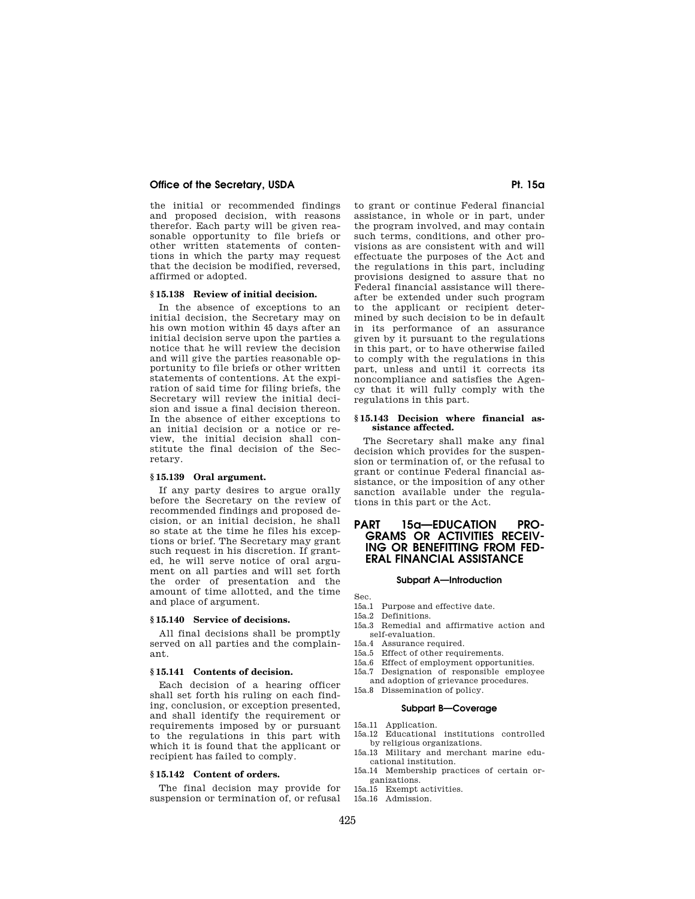the initial or recommended findings and proposed decision, with reasons therefor. Each party will be given reasonable opportunity to file briefs or other written statements of contentions in which the party may request that the decision be modified, reversed, affirmed or adopted.

### § 15.138 Review of initial decision.

In the absence of exceptions to an initial decision, the Secretary may on his own motion within 45 days after an initial decision serve upon the parties a notice that he will review the decision and will give the parties reasonable opportunity to file briefs or other written statements of contentions. At the expiration of said time for filing briefs, the Secretary will review the initial decision and issue a final decision thereon. In the absence of either exceptions to an initial decision or a notice or review, the initial decision shall constitute the final decision of the Secretary.

### § 15.139 Oral argument.

If any party desires to argue orally before the Secretary on the review of recommended findings and proposed decision, or an initial decision, he shall so state at the time he files his exceptions or brief. The Secretary may grant such request in his discretion. If granted, he will serve notice of oral argument on all parties and will set forth the order of presentation and the amount of time allotted, and the time and place of argument.

### § 15.140 Service of decisions.

All final decisions shall be promptly served on all parties and the complainant.

### § 15.141 Contents of decision.

Each decision of a hearing officer shall set forth his ruling on each finding, conclusion, or exception presented, and shall identify the requirement or requirements imposed by or pursuant to the regulations in this part with which it is found that the applicant or recipient has failed to comply.

### § 15.142 Content of orders.

The final decision may provide for suspension or termination of, or refusal to grant or continue Federal financial assistance, in whole or in part, under the program involved, and may contain such terms, conditions, and other provisions as are consistent with and will effectuate the purposes of the Act and the regulations in this part, including provisions designed to assure that no Federal financial assistance will thereafter be extended under such program to the applicant or recipient determined by such decision to be in default in its performance of an assurance given by it pursuant to the regulations in this part, or to have otherwise failed to comply with the regulations in this part, unless and until it corrects its noncompliance and satisfies the Agency that it will fully comply with the regulations in this part.

### § 15.143 Decision where financial assistance affected.

The Secretary shall make any final decision which provides for the suspension or termination of, or the refusal to grant or continue Federal financial assistance, or the imposition of any other sanction available under the regulations in this part or the Act.

## PART 15a—EDUCATION PROGRAMS OR ACTIVITIES RECEIVING OR BENEFITTING FROM FEDERAL FINANCIAL ASSISTANCE

### Subpart A—Introduction

Sec.
15a.1 Purpose and effective date.
15a.2 Definitions.
15a.3 Remedial and affirmative action and self-evaluation.
15a.4 Assurance required.
15a.5 Effect of other requirements.
15a.6 Effect of employment opportunities.
15a.7 Designation of responsible employee and adoption of grievance procedures.
15a.8 Dissemination of policy.

### Subpart B—Coverage

15a.11 Application.
15a.12 Educational institutions controlled by religious organizations.
15a.13 Military and merchant marine educational institution.
15a.14 Membership practices of certain organizations.
15a.15 Exempt activities.
15a.16 Admission.